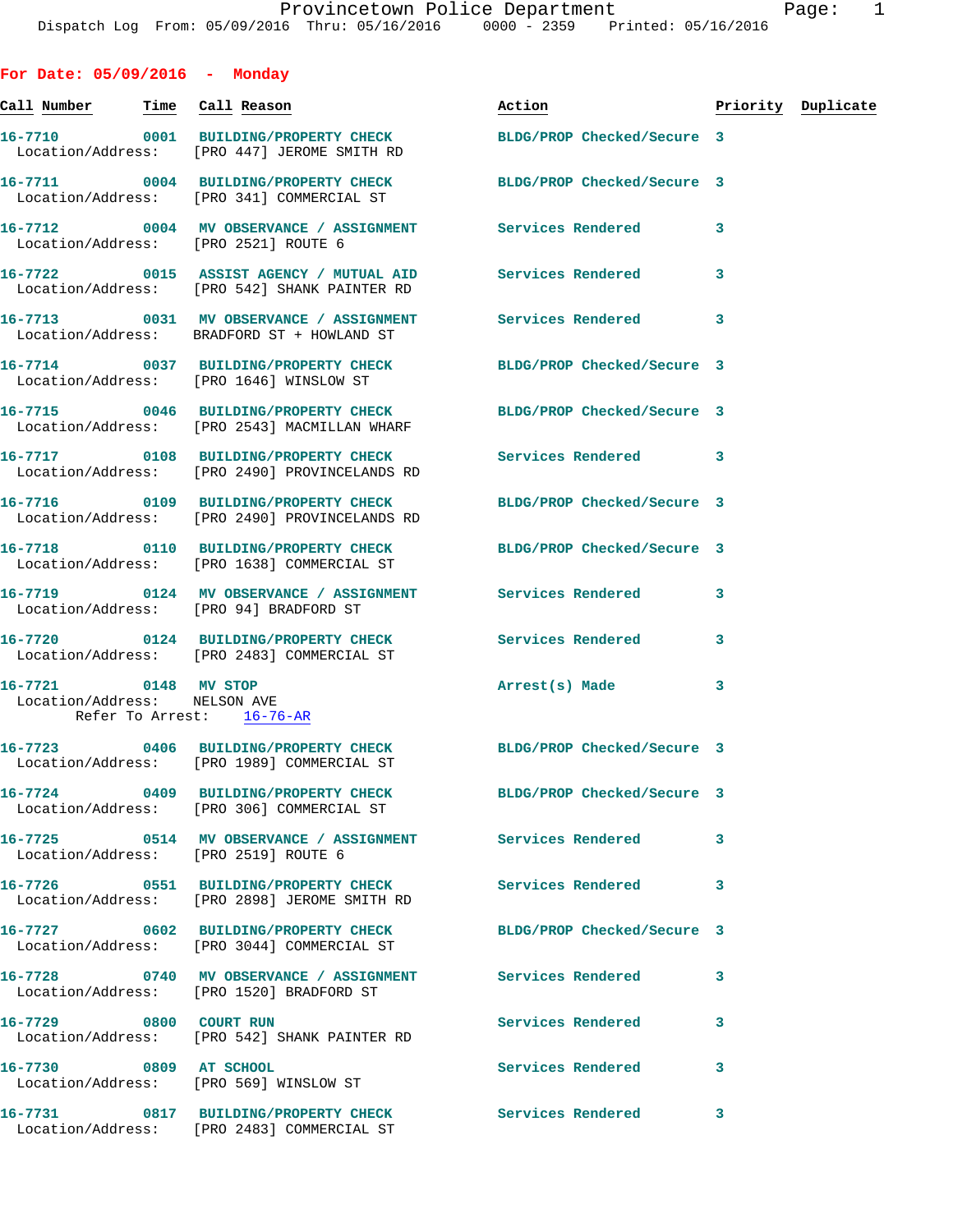Dispatch Log From: 05/09/2016 Thru: 05/16/2016 0000 - 2359 Printed: 05/16/2016

## For Date: 05/09/2016 - Monday

| Call Number | Time | Call Reason | Action | Priority | Duplicate |
|---|---|---|---|---|---|
| 16-7710 | 0001 | BUILDING/PROPERTY CHECK | BLDG/PROP Checked/Secure | 3 | |
| Location/Address: | | [PRO 447] JEROME SMITH RD | | | |
| 16-7711 | 0004 | BUILDING/PROPERTY CHECK | BLDG/PROP Checked/Secure | 3 | |
| Location/Address: | | [PRO 341] COMMERCIAL ST | | | |
| 16-7712 | 0004 | MV OBSERVANCE / ASSIGNMENT | Services Rendered | 3 | |
| Location/Address: | | [PRO 2521] ROUTE 6 | | | |
| 16-7722 | 0015 | ASSIST AGENCY / MUTUAL AID | Services Rendered | 3 | |
| Location/Address: | | [PRO 542] SHANK PAINTER RD | | | |
| 16-7713 | 0031 | MV OBSERVANCE / ASSIGNMENT | Services Rendered | 3 | |
| Location/Address: | | BRADFORD ST + HOWLAND ST | | | |
| 16-7714 | 0037 | BUILDING/PROPERTY CHECK | BLDG/PROP Checked/Secure | 3 | |
| Location/Address: | | [PRO 1646] WINSLOW ST | | | |
| 16-7715 | 0046 | BUILDING/PROPERTY CHECK | BLDG/PROP Checked/Secure | 3 | |
| Location/Address: | | [PRO 2543] MACMILLAN WHARF | | | |
| 16-7717 | 0108 | BUILDING/PROPERTY CHECK | Services Rendered | 3 | |
| Location/Address: | | [PRO 2490] PROVINCELANDS RD | | | |
| 16-7716 | 0109 | BUILDING/PROPERTY CHECK | BLDG/PROP Checked/Secure | 3 | |
| Location/Address: | | [PRO 2490] PROVINCELANDS RD | | | |
| 16-7718 | 0110 | BUILDING/PROPERTY CHECK | BLDG/PROP Checked/Secure | 3 | |
| Location/Address: | | [PRO 1638] COMMERCIAL ST | | | |
| 16-7719 | 0124 | MV OBSERVANCE / ASSIGNMENT | Services Rendered | 3 | |
| Location/Address: | | [PRO 94] BRADFORD ST | | | |
| 16-7720 | 0124 | BUILDING/PROPERTY CHECK | Services Rendered | 3 | |
| Location/Address: | | [PRO 2483] COMMERCIAL ST | | | |
| 16-7721 | 0148 | MV STOP | Arrest(s) Made | 3 | |
| Location/Address: | | NELSON AVE | | | |
| Refer To Arrest: | | 16-76-AR | | | |
| 16-7723 | 0406 | BUILDING/PROPERTY CHECK | BLDG/PROP Checked/Secure | 3 | |
| Location/Address: | | [PRO 1989] COMMERCIAL ST | | | |
| 16-7724 | 0409 | BUILDING/PROPERTY CHECK | BLDG/PROP Checked/Secure | 3 | |
| Location/Address: | | [PRO 306] COMMERCIAL ST | | | |
| 16-7725 | 0514 | MV OBSERVANCE / ASSIGNMENT | Services Rendered | 3 | |
| Location/Address: | | [PRO 2519] ROUTE 6 | | | |
| 16-7726 | 0551 | BUILDING/PROPERTY CHECK | Services Rendered | 3 | |
| Location/Address: | | [PRO 2898] JEROME SMITH RD | | | |
| 16-7727 | 0602 | BUILDING/PROPERTY CHECK | BLDG/PROP Checked/Secure | 3 | |
| Location/Address: | | [PRO 3044] COMMERCIAL ST | | | |
| 16-7728 | 0740 | MV OBSERVANCE / ASSIGNMENT | Services Rendered | 3 | |
| Location/Address: | | [PRO 1520] BRADFORD ST | | | |
| 16-7729 | 0800 | COURT RUN | Services Rendered | 3 | |
| Location/Address: | | [PRO 542] SHANK PAINTER RD | | | |
| 16-7730 | 0809 | AT SCHOOL | Services Rendered | 3 | |
| Location/Address: | | [PRO 569] WINSLOW ST | | | |
| 16-7731 | 0817 | BUILDING/PROPERTY CHECK | Services Rendered | 3 | |
| Location/Address: | | [PRO 2483] COMMERCIAL ST | | | |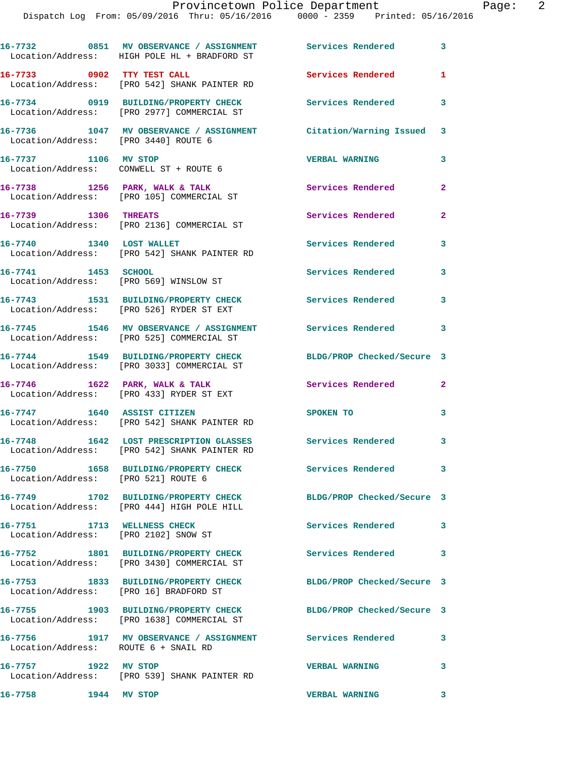| Call Number | Time | Call Reason | Action | Priority |
|---|---|---|---|---|
| 16-7732 | 0851 | MV OBSERVATION / ASSIGNMENT | Services Rendered | 3 |
| Location/Address: HIGH POLE HL + BRADFORD ST | | | | |
| 16-7733 | 0902 | TTY TEST CALL | Services Rendered | 1 |
| Location/Address: [PRO 542] SHANK PAINTER RD | | | | |
| 16-7734 | 0919 | BUILDING/PROPERTY CHECK | Services Rendered | 3 |
| Location/Address: [PRO 2977] COMMERCIAL ST | | | | |
| 16-7736 | 1047 | MV OBSERVATION / ASSIGNMENT | Citation/Warning Issued | 3 |
| Location/Address: [PRO 3440] ROUTE 6 | | | | |
| 16-7737 | 1106 | MV STOP | VERBAL WARNING | 3 |
| Location/Address: CONWELL ST + ROUTE 6 | | | | |
| 16-7738 | 1256 | PARK, WALK & TALK | Services Rendered | 2 |
| Location/Address: [PRO 105] COMMERCIAL ST | | | | |
| 16-7739 | 1306 | THREATS | Services Rendered | 2 |
| Location/Address: [PRO 2136] COMMERCIAL ST | | | | |
| 16-7740 | 1340 | LOST WALLET | Services Rendered | 3 |
| Location/Address: [PRO 542] SHANK PAINTER RD | | | | |
| 16-7741 | 1453 | SCHOOL | Services Rendered | 3 |
| Location/Address: [PRO 569] WINSLOW ST | | | | |
| 16-7743 | 1531 | BUILDING/PROPERTY CHECK | Services Rendered | 3 |
| Location/Address: [PRO 526] RYDER ST EXT | | | | |
| 16-7745 | 1546 | MV OBSERVATION / ASSIGNMENT | Services Rendered | 3 |
| Location/Address: [PRO 525] COMMERCIAL ST | | | | |
| 16-7744 | 1549 | BUILDING/PROPERTY CHECK | BLDG/PROP Checked/Secure | 3 |
| Location/Address: [PRO 3033] COMMERCIAL ST | | | | |
| 16-7746 | 1622 | PARK, WALK & TALK | Services Rendered | 2 |
| Location/Address: [PRO 433] RYDER ST EXT | | | | |
| 16-7747 | 1640 | ASSIST CITIZEN | SPOKEN TO | 3 |
| Location/Address: [PRO 542] SHANK PAINTER RD | | | | |
| 16-7748 | 1642 | LOST PRESCRIPTION GLASSES | Services Rendered | 3 |
| Location/Address: [PRO 542] SHANK PAINTER RD | | | | |
| 16-7750 | 1658 | BUILDING/PROPERTY CHECK | Services Rendered | 3 |
| Location/Address: [PRO 521] ROUTE 6 | | | | |
| 16-7749 | 1702 | BUILDING/PROPERTY CHECK | BLDG/PROP Checked/Secure | 3 |
| Location/Address: [PRO 444] HIGH POLE HILL | | | | |
| 16-7751 | 1713 | WELLNESS CHECK | Services Rendered | 3 |
| Location/Address: [PRO 2102] SNOW ST | | | | |
| 16-7752 | 1801 | BUILDING/PROPERTY CHECK | Services Rendered | 3 |
| Location/Address: [PRO 3430] COMMERCIAL ST | | | | |
| 16-7753 | 1833 | BUILDING/PROPERTY CHECK | BLDG/PROP Checked/Secure | 3 |
| Location/Address: [PRO 16] BRADFORD ST | | | | |
| 16-7755 | 1903 | BUILDING/PROPERTY CHECK | BLDG/PROP Checked/Secure | 3 |
| Location/Address: [PRO 1638] COMMERCIAL ST | | | | |
| 16-7756 | 1917 | MV OBSERVATION / ASSIGNMENT | Services Rendered | 3 |
| Location/Address: ROUTE 6 + SNAIL RD | | | | |
| 16-7757 | 1922 | MV STOP | VERBAL WARNING | 3 |
| Location/Address: [PRO 539] SHANK PAINTER RD | | | | |
| 16-7758 | 1944 | MV STOP | VERBAL WARNING | 3 |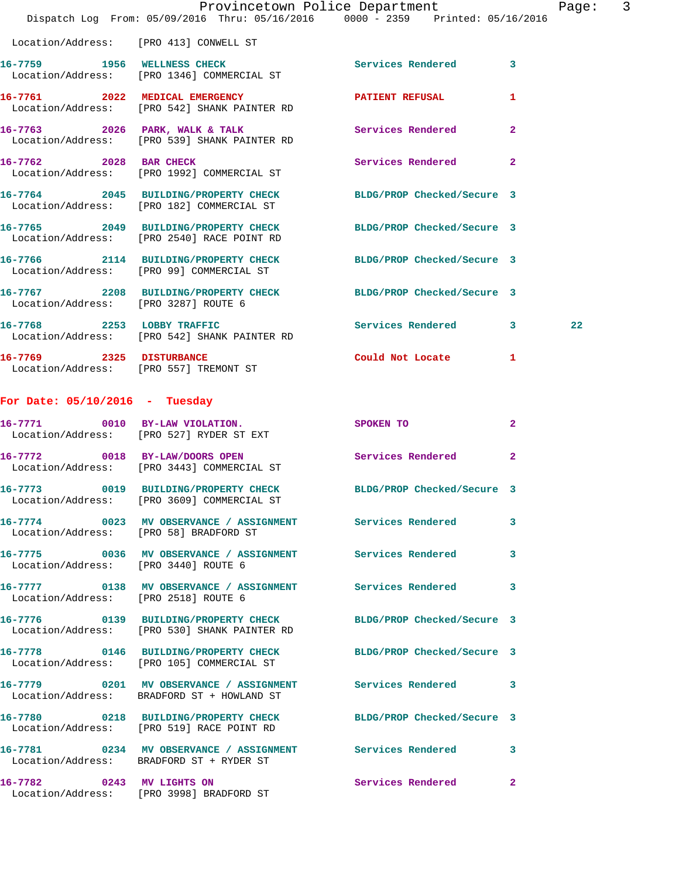Location/Address: [PRO 413] CONWELL ST

| Call # | Time | Call Reason | Action | Priority | |
|---|---|---|---|---|---|
| 16-7759 | 1956 | WELLNESS CHECK | Services Rendered | 3 | |
| | | Location/Address: [PRO 1346] COMMERCIAL ST | | | |
| 16-7761 | 2022 | MEDICAL EMERGENCY | PATIENT REFUSAL | 1 | |
| | | Location/Address: [PRO 542] SHANK PAINTER RD | | | |
| 16-7763 | 2026 | PARK, WALK & TALK | Services Rendered | 2 | |
| | | Location/Address: [PRO 539] SHANK PAINTER RD | | | |
| 16-7762 | 2028 | BAR CHECK | Services Rendered | 2 | |
| | | Location/Address: [PRO 1992] COMMERCIAL ST | | | |
| 16-7764 | 2045 | BUILDING/PROPERTY CHECK | BLDG/PROP Checked/Secure | 3 | |
| | | Location/Address: [PRO 182] COMMERCIAL ST | | | |
| 16-7765 | 2049 | BUILDING/PROPERTY CHECK | BLDG/PROP Checked/Secure | 3 | |
| | | Location/Address: [PRO 2540] RACE POINT RD | | | |
| 16-7766 | 2114 | BUILDING/PROPERTY CHECK | BLDG/PROP Checked/Secure | 3 | |
| | | Location/Address: [PRO 99] COMMERCIAL ST | | | |
| 16-7767 | 2208 | BUILDING/PROPERTY CHECK | BLDG/PROP Checked/Secure | 3 | |
| | | Location/Address: [PRO 3287] ROUTE 6 | | | |
| 16-7768 | 2253 | LOBBY TRAFFIC | Services Rendered | 3 | 22 |
| | | Location/Address: [PRO 542] SHANK PAINTER RD | | | |
| 16-7769 | 2325 | DISTURBANCE | Could Not Locate | 1 | |
| | | Location/Address: [PRO 557] TREMONT ST | | | |

## For Date: 05/10/2016 - Tuesday

| Call # | Time | Call Reason | Action | Priority |
|---|---|---|---|---|
| 16-7771 | 0010 | BY-LAW VIOLATION. | SPOKEN TO | 2 |
| | | Location/Address: [PRO 527] RYDER ST EXT | | |
| 16-7772 | 0018 | BY-LAW/DOORS OPEN | Services Rendered | 2 |
| | | Location/Address: [PRO 3443] COMMERCIAL ST | | |
| 16-7773 | 0019 | BUILDING/PROPERTY CHECK | BLDG/PROP Checked/Secure | 3 |
| | | Location/Address: [PRO 3609] COMMERCIAL ST | | |
| 16-7774 | 0023 | MV OBSERVANCE / ASSIGNMENT | Services Rendered | 3 |
| | | Location/Address: [PRO 58] BRADFORD ST | | |
| 16-7775 | 0036 | MV OBSERVANCE / ASSIGNMENT | Services Rendered | 3 |
| | | Location/Address: [PRO 3440] ROUTE 6 | | |
| 16-7777 | 0138 | MV OBSERVANCE / ASSIGNMENT | Services Rendered | 3 |
| | | Location/Address: [PRO 2518] ROUTE 6 | | |
| 16-7776 | 0139 | BUILDING/PROPERTY CHECK | BLDG/PROP Checked/Secure | 3 |
| | | Location/Address: [PRO 530] SHANK PAINTER RD | | |
| 16-7778 | 0146 | BUILDING/PROPERTY CHECK | BLDG/PROP Checked/Secure | 3 |
| | | Location/Address: [PRO 105] COMMERCIAL ST | | |
| 16-7779 | 0201 | MV OBSERVANCE / ASSIGNMENT | Services Rendered | 3 |
| | | Location/Address: BRADFORD ST + HOWLAND ST | | |
| 16-7780 | 0218 | BUILDING/PROPERTY CHECK | BLDG/PROP Checked/Secure | 3 |
| | | Location/Address: [PRO 519] RACE POINT RD | | |
| 16-7781 | 0234 | MV OBSERVANCE / ASSIGNMENT | Services Rendered | 3 |
| | | Location/Address: BRADFORD ST + RYDER ST | | |
| 16-7782 | 0243 | MV LIGHTS ON | Services Rendered | 2 |
| | | Location/Address: [PRO 3998] BRADFORD ST | | |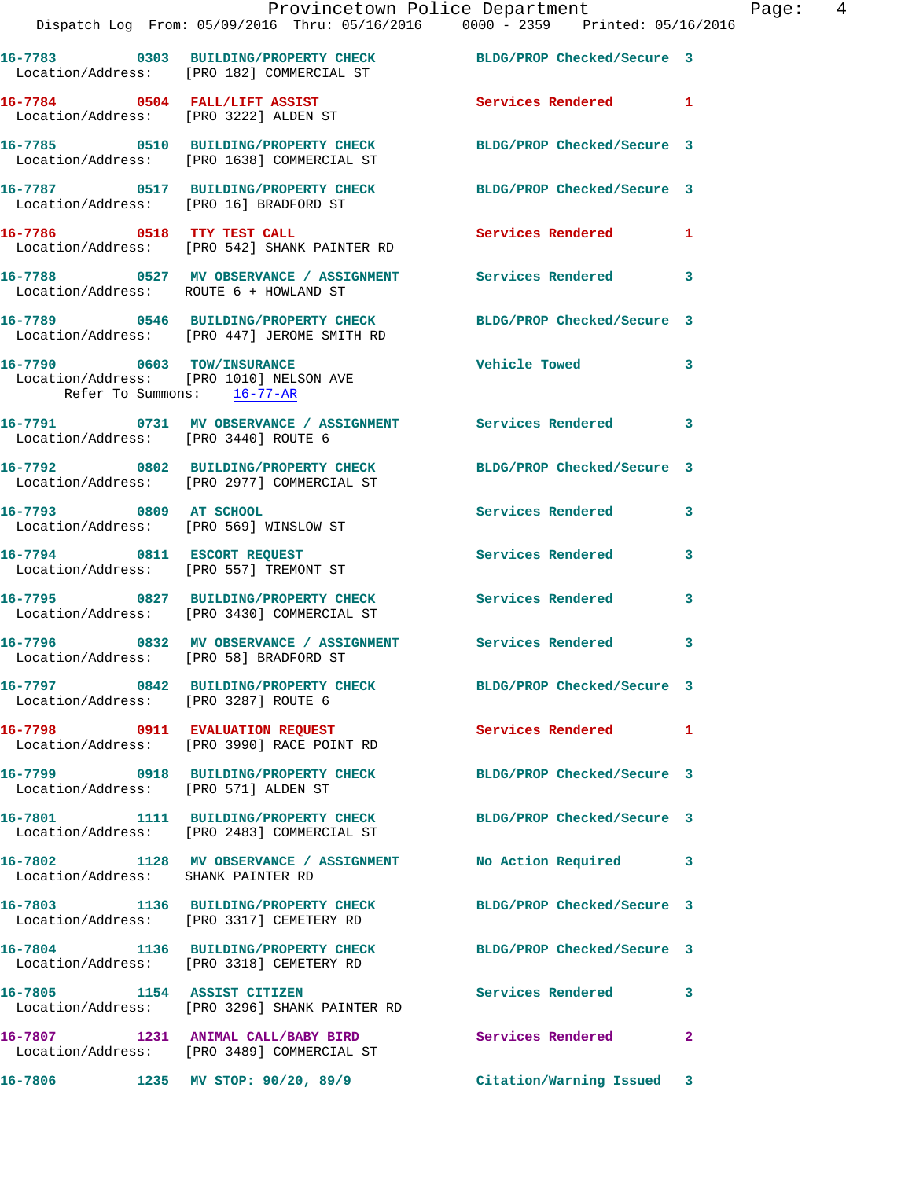16-7783 0303 BUILDING/PROPERTY CHECK BLDG/PROP Checked/Secure 3
Location/Address: [PRO 182] COMMERCIAL ST

16-7784 0504 FALL/LIFT ASSIST Services Rendered 1
Location/Address: [PRO 3222] ALDEN ST

16-7785 0510 BUILDING/PROPERTY CHECK BLDG/PROP Checked/Secure 3
Location/Address: [PRO 1638] COMMERCIAL ST

16-7787 0517 BUILDING/PROPERTY CHECK BLDG/PROP Checked/Secure 3
Location/Address: [PRO 16] BRADFORD ST

16-7786 0518 TTY TEST CALL Services Rendered 1
Location/Address: [PRO 542] SHANK PAINTER RD

16-7788 0527 MV OBSERVANCE / ASSIGNMENT Services Rendered 3
Location/Address: ROUTE 6 + HOWLAND ST

16-7789 0546 BUILDING/PROPERTY CHECK BLDG/PROP Checked/Secure 3
Location/Address: [PRO 447] JEROME SMITH RD

16-7790 0603 TOW/INSURANCE Vehicle Towed 3
Location/Address: [PRO 1010] NELSON AVE
Refer To Summons: 16-77-AR

16-7791 0731 MV OBSERVANCE / ASSIGNMENT Services Rendered 3
Location/Address: [PRO 3440] ROUTE 6

16-7792 0802 BUILDING/PROPERTY CHECK BLDG/PROP Checked/Secure 3
Location/Address: [PRO 2977] COMMERCIAL ST

16-7793 0809 AT SCHOOL Services Rendered 3
Location/Address: [PRO 569] WINSLOW ST

16-7794 0811 ESCORT REQUEST Services Rendered 3
Location/Address: [PRO 557] TREMONT ST

16-7795 0827 BUILDING/PROPERTY CHECK Services Rendered 3
Location/Address: [PRO 3430] COMMERCIAL ST

16-7796 0832 MV OBSERVANCE / ASSIGNMENT Services Rendered 3
Location/Address: [PRO 58] BRADFORD ST

16-7797 0842 BUILDING/PROPERTY CHECK BLDG/PROP Checked/Secure 3
Location/Address: [PRO 3287] ROUTE 6

16-7798 0911 EVALUATION REQUEST Services Rendered 1
Location/Address: [PRO 3990] RACE POINT RD

16-7799 0918 BUILDING/PROPERTY CHECK BLDG/PROP Checked/Secure 3
Location/Address: [PRO 571] ALDEN ST

16-7801 1111 BUILDING/PROPERTY CHECK BLDG/PROP Checked/Secure 3
Location/Address: [PRO 2483] COMMERCIAL ST

16-7802 1128 MV OBSERVANCE / ASSIGNMENT No Action Required 3
Location/Address: SHANK PAINTER RD

16-7803 1136 BUILDING/PROPERTY CHECK BLDG/PROP Checked/Secure 3
Location/Address: [PRO 3317] CEMETERY RD

16-7804 1136 BUILDING/PROPERTY CHECK BLDG/PROP Checked/Secure 3
Location/Address: [PRO 3318] CEMETERY RD

16-7805 1154 ASSIST CITIZEN Services Rendered 3
Location/Address: [PRO 3296] SHANK PAINTER RD

16-7807 1231 ANIMAL CALL/BABY BIRD Services Rendered 2
Location/Address: [PRO 3489] COMMERCIAL ST

16-7806 1235 MV STOP: 90/20, 89/9 Citation/Warning Issued 3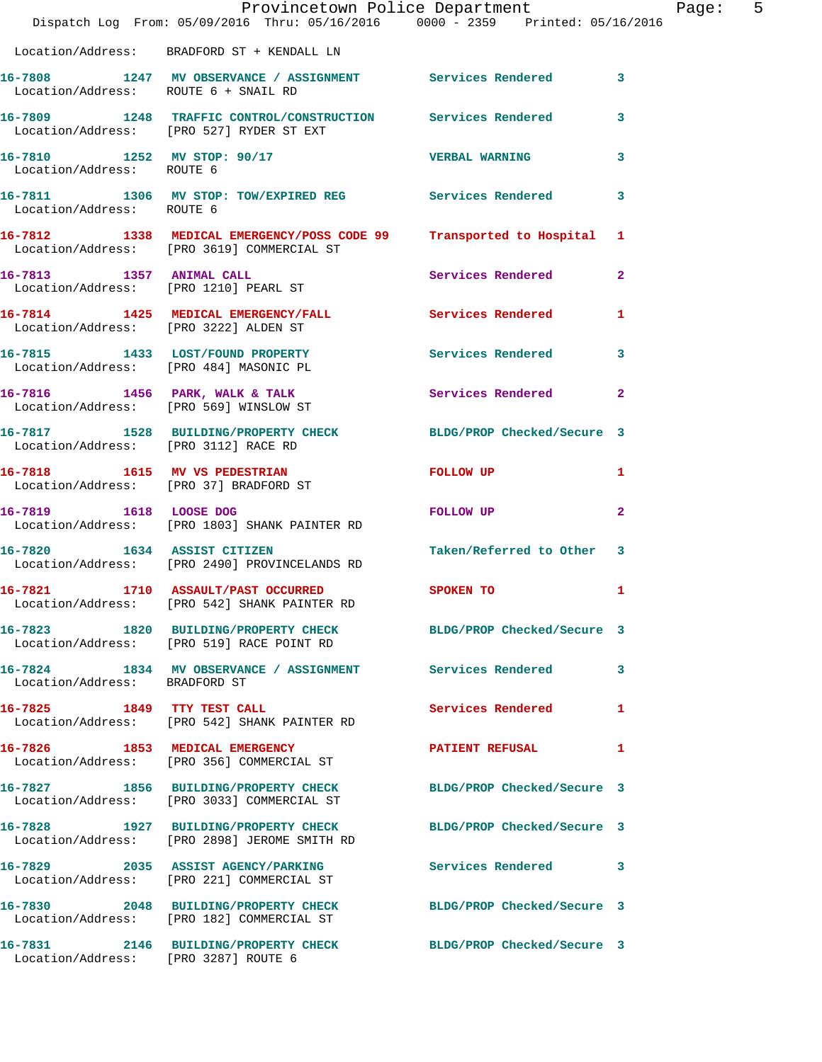Location/Address: BRADFORD ST + KENDALL LN

| Call # | Time | Nature | Disposition | Priority |
|---|---|---|---|---|
| 16-7808 | 1247 | MV OBSERVANCE / ASSIGNMENT | Services Rendered | 3 |
| Location/Address: | | ROUTE 6 + SNAIL RD | | |
| 16-7809 | 1248 | TRAFFIC CONTROL/CONSTRUCTION | Services Rendered | 3 |
| Location/Address: | | [PRO 527] RYDER ST EXT | | |
| 16-7810 | 1252 | MV STOP: 90/17 | VERBAL WARNING | 3 |
| Location/Address: | | ROUTE 6 | | |
| 16-7811 | 1306 | MV STOP: TOW/EXPIRED REG | Services Rendered | 3 |
| Location/Address: | | ROUTE 6 | | |
| 16-7812 | 1338 | MEDICAL EMERGENCY/POSS CODE 99 | Transported to Hospital | 1 |
| Location/Address: | | [PRO 3619] COMMERCIAL ST | | |
| 16-7813 | 1357 | ANIMAL CALL | Services Rendered | 2 |
| Location/Address: | | [PRO 1210] PEARL ST | | |
| 16-7814 | 1425 | MEDICAL EMERGENCY/FALL | Services Rendered | 1 |
| Location/Address: | | [PRO 3222] ALDEN ST | | |
| 16-7815 | 1433 | LOST/FOUND PROPERTY | Services Rendered | 3 |
| Location/Address: | | [PRO 484] MASONIC PL | | |
| 16-7816 | 1456 | PARK, WALK & TALK | Services Rendered | 2 |
| Location/Address: | | [PRO 569] WINSLOW ST | | |
| 16-7817 | 1528 | BUILDING/PROPERTY CHECK | BLDG/PROP Checked/Secure | 3 |
| Location/Address: | | [PRO 3112] RACE RD | | |
| 16-7818 | 1615 | MV VS PEDESTRIAN | FOLLOW UP | 1 |
| Location/Address: | | [PRO 37] BRADFORD ST | | |
| 16-7819 | 1618 | LOOSE DOG | FOLLOW UP | 2 |
| Location/Address: | | [PRO 1803] SHANK PAINTER RD | | |
| 16-7820 | 1634 | ASSIST CITIZEN | Taken/Referred to Other | 3 |
| Location/Address: | | [PRO 2490] PROVINCELANDS RD | | |
| 16-7821 | 1710 | ASSAULT/PAST OCCURRED | SPOKEN TO | 1 |
| Location/Address: | | [PRO 542] SHANK PAINTER RD | | |
| 16-7823 | 1820 | BUILDING/PROPERTY CHECK | BLDG/PROP Checked/Secure | 3 |
| Location/Address: | | [PRO 519] RACE POINT RD | | |
| 16-7824 | 1834 | MV OBSERVANCE / ASSIGNMENT | Services Rendered | 3 |
| Location/Address: | | BRADFORD ST | | |
| 16-7825 | 1849 | TTY TEST CALL | Services Rendered | 1 |
| Location/Address: | | [PRO 542] SHANK PAINTER RD | | |
| 16-7826 | 1853 | MEDICAL EMERGENCY | PATIENT REFUSAL | 1 |
| Location/Address: | | [PRO 356] COMMERCIAL ST | | |
| 16-7827 | 1856 | BUILDING/PROPERTY CHECK | BLDG/PROP Checked/Secure | 3 |
| Location/Address: | | [PRO 3033] COMMERCIAL ST | | |
| 16-7828 | 1927 | BUILDING/PROPERTY CHECK | BLDG/PROP Checked/Secure | 3 |
| Location/Address: | | [PRO 2898] JEROME SMITH RD | | |
| 16-7829 | 2035 | ASSIST AGENCY/PARKING | Services Rendered | 3 |
| Location/Address: | | [PRO 221] COMMERCIAL ST | | |
| 16-7830 | 2048 | BUILDING/PROPERTY CHECK | BLDG/PROP Checked/Secure | 3 |
| Location/Address: | | [PRO 182] COMMERCIAL ST | | |
| 16-7831 | 2146 | BUILDING/PROPERTY CHECK | BLDG/PROP Checked/Secure | 3 |
| Location/Address: | | [PRO 3287] ROUTE 6 | | |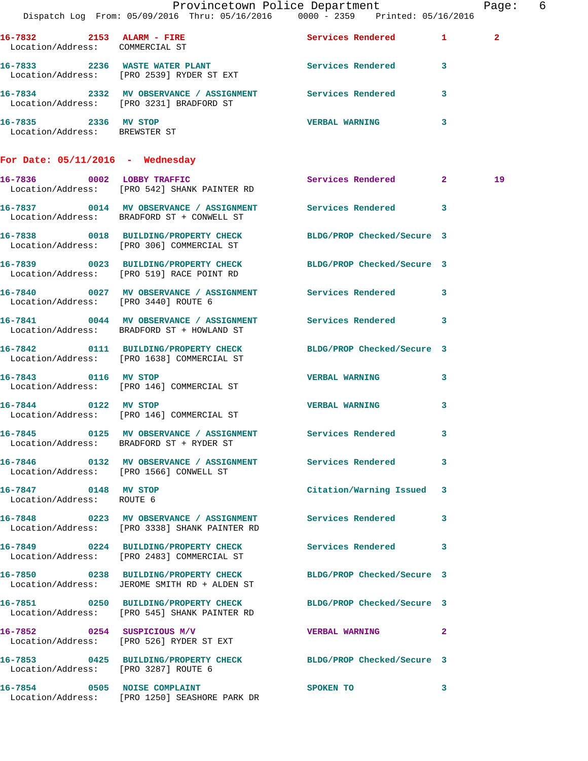16-7832 2153 **ALARM - FIRE** Services Rendered 1 2
Location/Address: COMMERCIAL ST

16-7833 2236 **WASTE WATER PLANT** Services Rendered 3
Location/Address: [PRO 2539] RYDER ST EXT

16-7834 2332 **MV OBSERVANCE / ASSIGNMENT** Services Rendered 3
Location/Address: [PRO 3231] BRADFORD ST

16-7835 2336 **MV STOP** VERBAL WARNING 3
Location/Address: BREWSTER ST

## For Date: 05/11/2016 - Wednesday

16-7836 0002 **LOBBY TRAFFIC** Services Rendered 2 19
Location/Address: [PRO 542] SHANK PAINTER RD

16-7837 0014 **MV OBSERVANCE / ASSIGNMENT** Services Rendered 3
Location/Address: BRADFORD ST + CONWELL ST

16-7838 0018 **BUILDING/PROPERTY CHECK** BLDG/PROP Checked/Secure 3
Location/Address: [PRO 306] COMMERCIAL ST

16-7839 0023 **BUILDING/PROPERTY CHECK** BLDG/PROP Checked/Secure 3
Location/Address: [PRO 519] RACE POINT RD

16-7840 0027 **MV OBSERVANCE / ASSIGNMENT** Services Rendered 3
Location/Address: [PRO 3440] ROUTE 6

16-7841 0044 **MV OBSERVANCE / ASSIGNMENT** Services Rendered 3
Location/Address: BRADFORD ST + HOWLAND ST

16-7842 0111 **BUILDING/PROPERTY CHECK** BLDG/PROP Checked/Secure 3
Location/Address: [PRO 1638] COMMERCIAL ST

16-7843 0116 **MV STOP** VERBAL WARNING 3
Location/Address: [PRO 146] COMMERCIAL ST

16-7844 0122 **MV STOP** VERBAL WARNING 3
Location/Address: [PRO 146] COMMERCIAL ST

16-7845 0125 **MV OBSERVANCE / ASSIGNMENT** Services Rendered 3
Location/Address: BRADFORD ST + RYDER ST

16-7846 0132 **MV OBSERVANCE / ASSIGNMENT** Services Rendered 3
Location/Address: [PRO 1566] CONWELL ST

16-7847 0148 **MV STOP** Citation/Warning Issued 3
Location/Address: ROUTE 6

16-7848 0223 **MV OBSERVANCE / ASSIGNMENT** Services Rendered 3
Location/Address: [PRO 3338] SHANK PAINTER RD

16-7849 0224 **BUILDING/PROPERTY CHECK** Services Rendered 3
Location/Address: [PRO 2483] COMMERCIAL ST

16-7850 0238 **BUILDING/PROPERTY CHECK** BLDG/PROP Checked/Secure 3
Location/Address: JEROME SMITH RD + ALDEN ST

16-7851 0250 **BUILDING/PROPERTY CHECK** BLDG/PROP Checked/Secure 3
Location/Address: [PRO 545] SHANK PAINTER RD

16-7852 0254 **SUSPICIOUS M/V** VERBAL WARNING 2
Location/Address: [PRO 526] RYDER ST EXT

16-7853 0425 **BUILDING/PROPERTY CHECK** BLDG/PROP Checked/Secure 3
Location/Address: [PRO 3287] ROUTE 6

16-7854 0505 **NOISE COMPLAINT** SPOKEN TO 3
Location/Address: [PRO 1250] SEASHORE PARK DR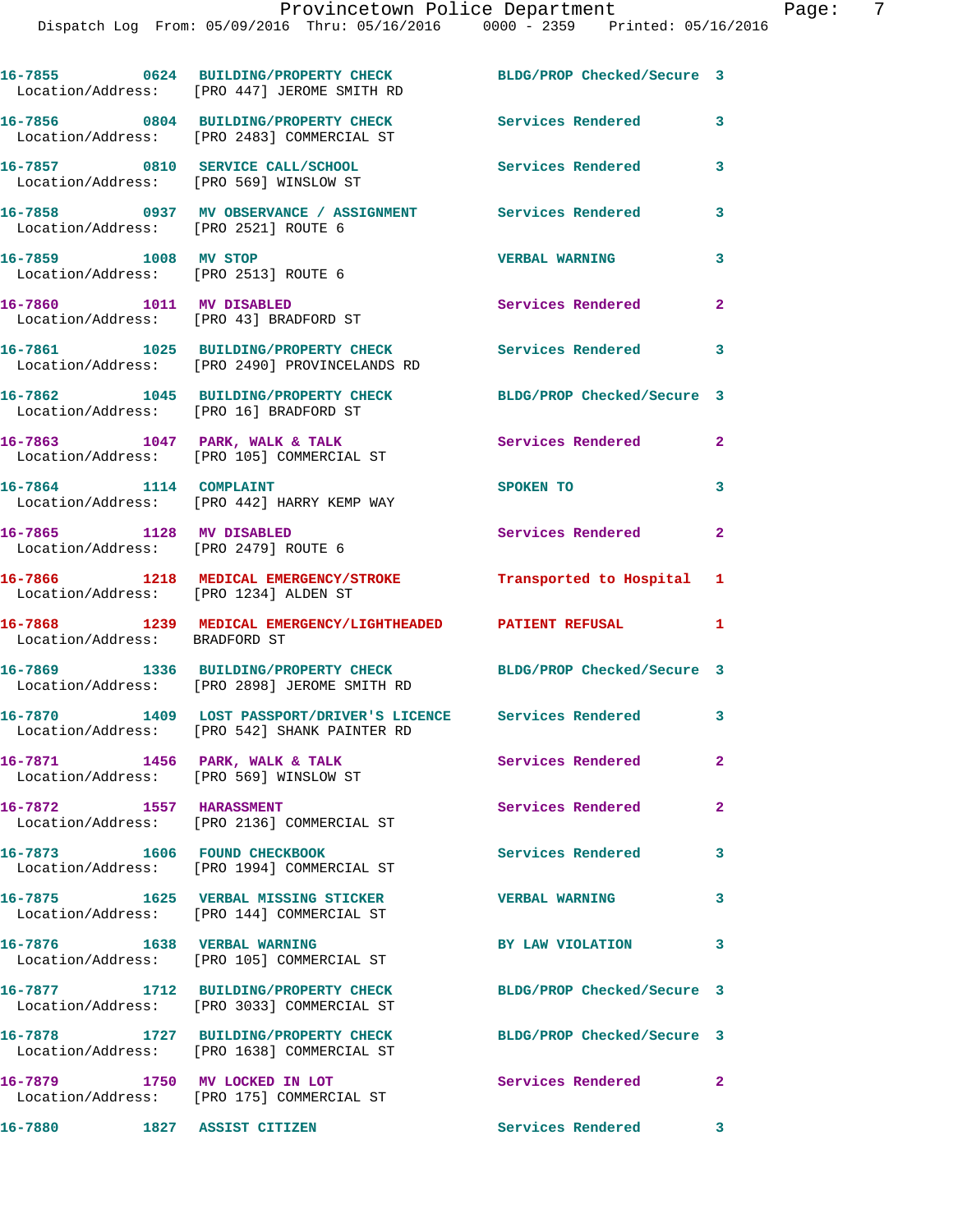16-7855 0624 BUILDING/PROPERTY CHECK BLDG/PROP Checked/Secure 3
Location/Address: [PRO 447] JEROME SMITH RD

16-7856 0804 BUILDING/PROPERTY CHECK Services Rendered 3
Location/Address: [PRO 2483] COMMERCIAL ST

16-7857 0810 SERVICE CALL/SCHOOL Services Rendered 3
Location/Address: [PRO 569] WINSLOW ST

16-7858 0937 MV OBSERVANCE / ASSIGNMENT Services Rendered 3
Location/Address: [PRO 2521] ROUTE 6

16-7859 1008 MV STOP VERBAL WARNING 3
Location/Address: [PRO 2513] ROUTE 6

16-7860 1011 MV DISABLED Services Rendered 2
Location/Address: [PRO 43] BRADFORD ST

16-7861 1025 BUILDING/PROPERTY CHECK Services Rendered 3
Location/Address: [PRO 2490] PROVINCELANDS RD

16-7862 1045 BUILDING/PROPERTY CHECK BLDG/PROP Checked/Secure 3
Location/Address: [PRO 16] BRADFORD ST

16-7863 1047 PARK, WALK & TALK Services Rendered 2
Location/Address: [PRO 105] COMMERCIAL ST

16-7864 1114 COMPLAINT SPOKEN TO 3
Location/Address: [PRO 442] HARRY KEMP WAY

16-7865 1128 MV DISABLED Services Rendered 2
Location/Address: [PRO 2479] ROUTE 6

16-7866 1218 MEDICAL EMERGENCY/STROKE Transported to Hospital 1
Location/Address: [PRO 1234] ALDEN ST

16-7868 1239 MEDICAL EMERGENCY/LIGHTHEADED PATIENT REFUSAL 1
Location/Address: BRADFORD ST

16-7869 1336 BUILDING/PROPERTY CHECK BLDG/PROP Checked/Secure 3
Location/Address: [PRO 2898] JEROME SMITH RD

16-7870 1409 LOST PASSPORT/DRIVER'S LICENCE Services Rendered 3
Location/Address: [PRO 542] SHANK PAINTER RD

16-7871 1456 PARK, WALK & TALK Services Rendered 2
Location/Address: [PRO 569] WINSLOW ST

16-7872 1557 HARASSMENT Services Rendered 2
Location/Address: [PRO 2136] COMMERCIAL ST

16-7873 1606 FOUND CHECKBOOK Services Rendered 3
Location/Address: [PRO 1994] COMMERCIAL ST

16-7875 1625 VERBAL MISSING STICKER VERBAL WARNING 3
Location/Address: [PRO 144] COMMERCIAL ST

16-7876 1638 VERBAL WARNING BY LAW VIOLATION 3
Location/Address: [PRO 105] COMMERCIAL ST

16-7877 1712 BUILDING/PROPERTY CHECK BLDG/PROP Checked/Secure 3
Location/Address: [PRO 3033] COMMERCIAL ST

16-7878 1727 BUILDING/PROPERTY CHECK BLDG/PROP Checked/Secure 3
Location/Address: [PRO 1638] COMMERCIAL ST

16-7879 1750 MV LOCKED IN LOT Services Rendered 2
Location/Address: [PRO 175] COMMERCIAL ST

16-7880 1827 ASSIST CITIZEN Services Rendered 3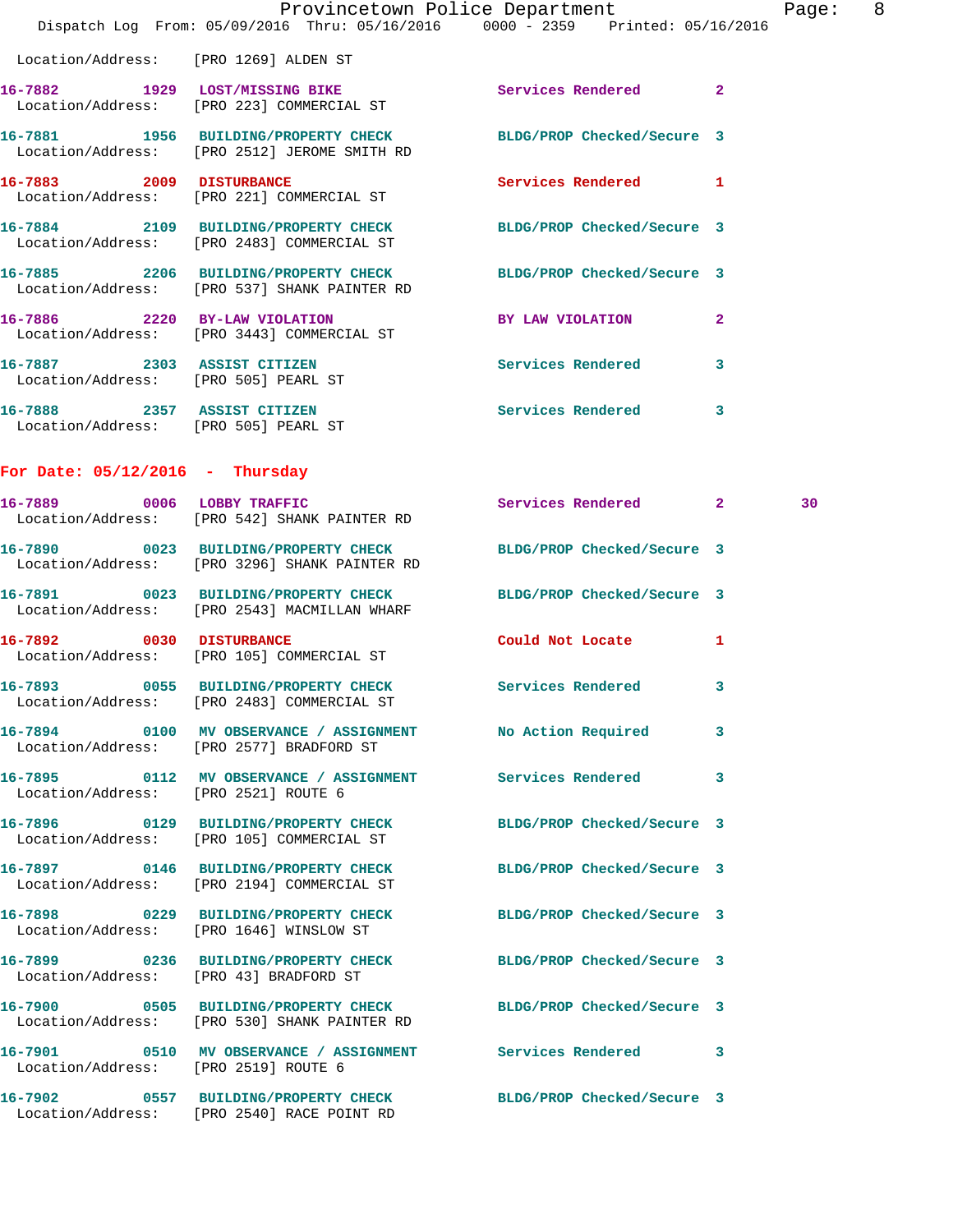Location/Address: [PRO 1269] ALDEN ST

16-7882 1929 LOST/MISSING BIKE Services Rendered 2
Location/Address: [PRO 223] COMMERCIAL ST

16-7881 1956 BUILDING/PROPERTY CHECK BLDG/PROP Checked/Secure 3
Location/Address: [PRO 2512] JEROME SMITH RD

16-7883 2009 DISTURBANCE Services Rendered 1
Location/Address: [PRO 221] COMMERCIAL ST

16-7884 2109 BUILDING/PROPERTY CHECK BLDG/PROP Checked/Secure 3
Location/Address: [PRO 2483] COMMERCIAL ST

16-7885 2206 BUILDING/PROPERTY CHECK BLDG/PROP Checked/Secure 3
Location/Address: [PRO 537] SHANK PAINTER RD

16-7886 2220 BY-LAW VIOLATION BY LAW VIOLATION 2
Location/Address: [PRO 3443] COMMERCIAL ST

16-7887 2303 ASSIST CITIZEN Services Rendered 3
Location/Address: [PRO 505] PEARL ST

16-7888 2357 ASSIST CITIZEN Services Rendered 3
Location/Address: [PRO 505] PEARL ST

## For Date: 05/12/2016 - Thursday

16-7889 0006 LOBBY TRAFFIC Services Rendered 2 30
Location/Address: [PRO 542] SHANK PAINTER RD

16-7890 0023 BUILDING/PROPERTY CHECK BLDG/PROP Checked/Secure 3
Location/Address: [PRO 3296] SHANK PAINTER RD

16-7891 0023 BUILDING/PROPERTY CHECK BLDG/PROP Checked/Secure 3
Location/Address: [PRO 2543] MACMILLAN WHARF

16-7892 0030 DISTURBANCE Could Not Locate 1
Location/Address: [PRO 105] COMMERCIAL ST

16-7893 0055 BUILDING/PROPERTY CHECK Services Rendered 3
Location/Address: [PRO 2483] COMMERCIAL ST

16-7894 0100 MV OBSERVANCE / ASSIGNMENT No Action Required 3
Location/Address: [PRO 2577] BRADFORD ST

16-7895 0112 MV OBSERVANCE / ASSIGNMENT Services Rendered 3
Location/Address: [PRO 2521] ROUTE 6

16-7896 0129 BUILDING/PROPERTY CHECK BLDG/PROP Checked/Secure 3
Location/Address: [PRO 105] COMMERCIAL ST

16-7897 0146 BUILDING/PROPERTY CHECK BLDG/PROP Checked/Secure 3
Location/Address: [PRO 2194] COMMERCIAL ST

16-7898 0229 BUILDING/PROPERTY CHECK BLDG/PROP Checked/Secure 3
Location/Address: [PRO 1646] WINSLOW ST

16-7899 0236 BUILDING/PROPERTY CHECK BLDG/PROP Checked/Secure 3
Location/Address: [PRO 43] BRADFORD ST

16-7900 0505 BUILDING/PROPERTY CHECK BLDG/PROP Checked/Secure 3
Location/Address: [PRO 530] SHANK PAINTER RD

16-7901 0510 MV OBSERVANCE / ASSIGNMENT Services Rendered 3
Location/Address: [PRO 2519] ROUTE 6

16-7902 0557 BUILDING/PROPERTY CHECK BLDG/PROP Checked/Secure 3
Location/Address: [PRO 2540] RACE POINT RD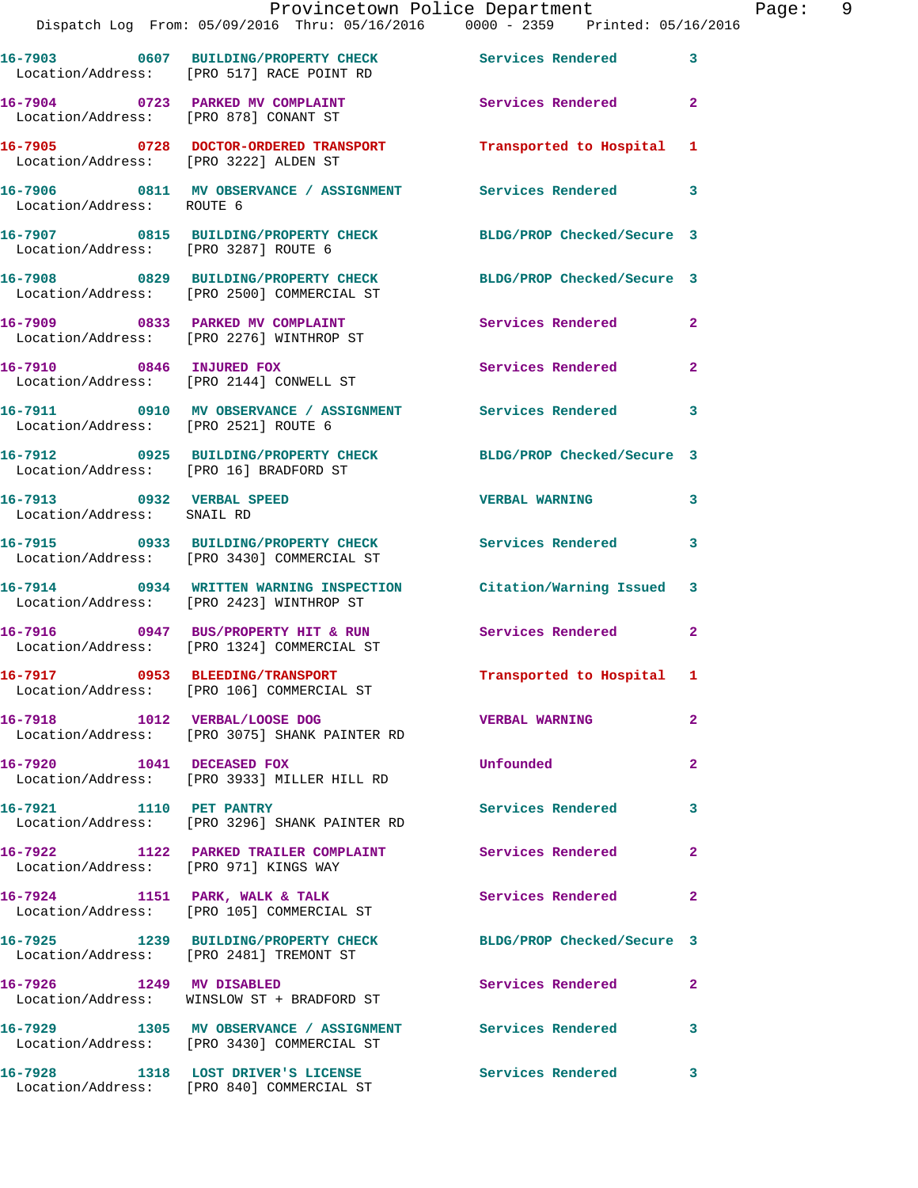16-7903 0607 BUILDING/PROPERTY CHECK Services Rendered 3
Location/Address: [PRO 517] RACE POINT RD

16-7904 0723 PARKED MV COMPLAINT Services Rendered 2
Location/Address: [PRO 878] CONANT ST

16-7905 0728 DOCTOR-ORDERED TRANSPORT Transported to Hospital 1
Location/Address: [PRO 3222] ALDEN ST

16-7906 0811 MV OBSERVANCE / ASSIGNMENT Services Rendered 3
Location/Address: ROUTE 6

16-7907 0815 BUILDING/PROPERTY CHECK BLDG/PROP Checked/Secure 3
Location/Address: [PRO 3287] ROUTE 6

16-7908 0829 BUILDING/PROPERTY CHECK BLDG/PROP Checked/Secure 3
Location/Address: [PRO 2500] COMMERCIAL ST

16-7909 0833 PARKED MV COMPLAINT Services Rendered 2
Location/Address: [PRO 2276] WINTHROP ST

16-7910 0846 INJURED FOX Services Rendered 2
Location/Address: [PRO 2144] CONWELL ST

16-7911 0910 MV OBSERVANCE / ASSIGNMENT Services Rendered 3
Location/Address: [PRO 2521] ROUTE 6

16-7912 0925 BUILDING/PROPERTY CHECK BLDG/PROP Checked/Secure 3
Location/Address: [PRO 16] BRADFORD ST

16-7913 0932 VERBAL SPEED VERBAL WARNING 3
Location/Address: SNAIL RD

16-7915 0933 BUILDING/PROPERTY CHECK Services Rendered 3
Location/Address: [PRO 3430] COMMERCIAL ST

16-7914 0934 WRITTEN WARNING INSPECTION Citation/Warning Issued 3
Location/Address: [PRO 2423] WINTHROP ST

16-7916 0947 BUS/PROPERTY HIT & RUN Services Rendered 2
Location/Address: [PRO 1324] COMMERCIAL ST

16-7917 0953 BLEEDING/TRANSPORT Transported to Hospital 1
Location/Address: [PRO 106] COMMERCIAL ST

16-7918 1012 VERBAL/LOOSE DOG VERBAL WARNING 2
Location/Address: [PRO 3075] SHANK PAINTER RD

16-7920 1041 DECEASED FOX Unfounded 2
Location/Address: [PRO 3933] MILLER HILL RD

16-7921 1110 PET PANTRY Services Rendered 3
Location/Address: [PRO 3296] SHANK PAINTER RD

16-7922 1122 PARKED TRAILER COMPLAINT Services Rendered 2
Location/Address: [PRO 971] KINGS WAY

16-7924 1151 PARK, WALK & TALK Services Rendered 2
Location/Address: [PRO 105] COMMERCIAL ST

16-7925 1239 BUILDING/PROPERTY CHECK BLDG/PROP Checked/Secure 3
Location/Address: [PRO 2481] TREMONT ST

16-7926 1249 MV DISABLED Services Rendered 2
Location/Address: WINSLOW ST + BRADFORD ST

16-7929 1305 MV OBSERVANCE / ASSIGNMENT Services Rendered 3
Location/Address: [PRO 3430] COMMERCIAL ST

16-7928 1318 LOST DRIVER'S LICENSE Services Rendered 3
Location/Address: [PRO 840] COMMERCIAL ST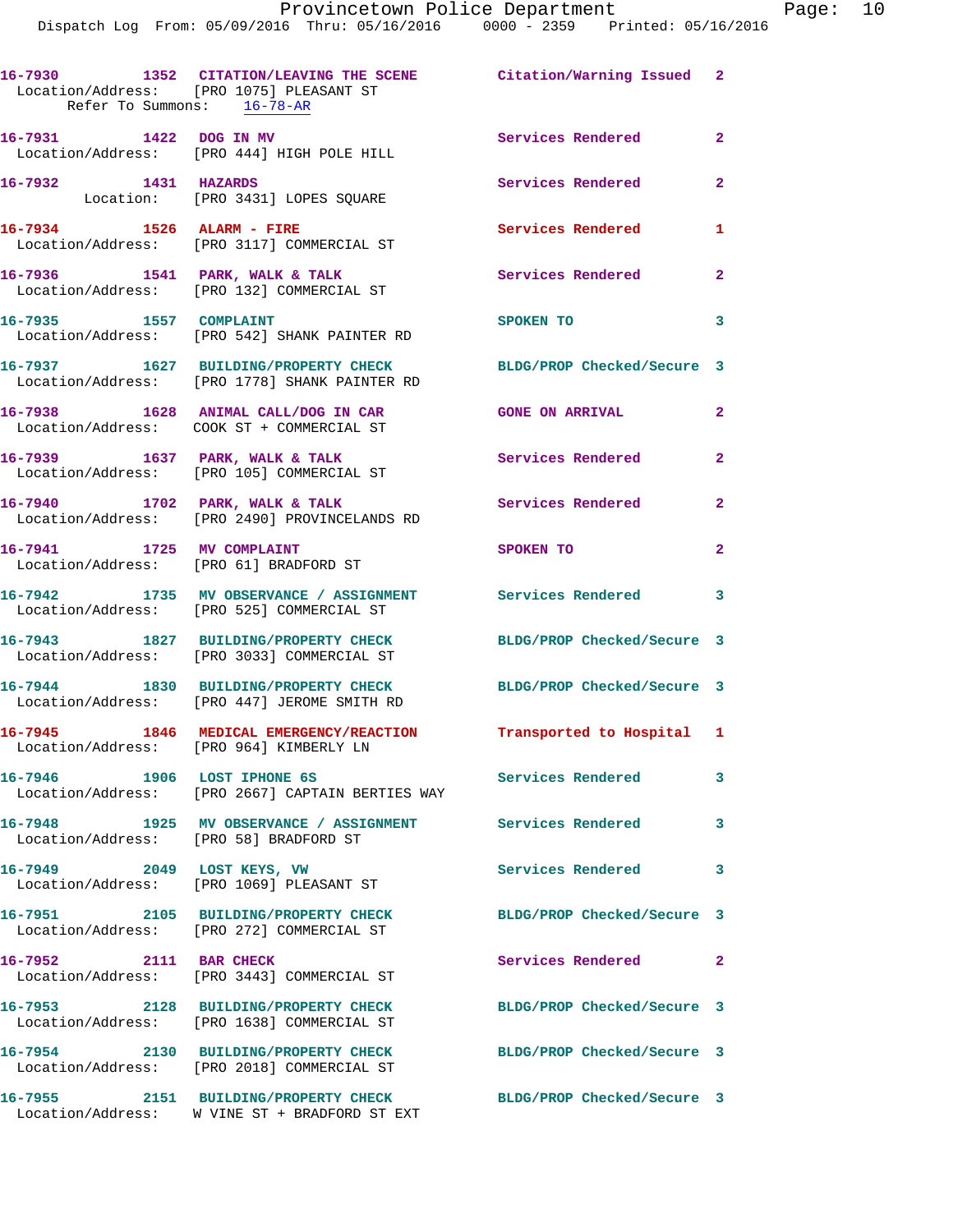| Call # | Time | Call Type | Disposition | Priority |
|---|---|---|---|---|
| 16-7930 | 1352 | CITATION/LEAVING THE SCENE | Citation/Warning Issued | 2 |
| Location/Address: [PRO 1075] PLEASANT ST; Refer To Summons: 16-78-AR | | | | |
| 16-7931 | 1422 | DOG IN MV | Services Rendered | 2 |
| Location/Address: [PRO 444] HIGH POLE HILL | | | | |
| 16-7932 | 1431 | HAZARDS | Services Rendered | 2 |
| Location: [PRO 3431] LOPES SQUARE | | | | |
| 16-7934 | 1526 | ALARM - FIRE | Services Rendered | 1 |
| Location/Address: [PRO 3117] COMMERCIAL ST | | | | |
| 16-7936 | 1541 | PARK, WALK & TALK | Services Rendered | 2 |
| Location/Address: [PRO 132] COMMERCIAL ST | | | | |
| 16-7935 | 1557 | COMPLAINT | SPOKEN TO | 3 |
| Location/Address: [PRO 542] SHANK PAINTER RD | | | | |
| 16-7937 | 1627 | BUILDING/PROPERTY CHECK | BLDG/PROP Checked/Secure | 3 |
| Location/Address: [PRO 1778] SHANK PAINTER RD | | | | |
| 16-7938 | 1628 | ANIMAL CALL/DOG IN CAR | GONE ON ARRIVAL | 2 |
| Location/Address: COOK ST + COMMERCIAL ST | | | | |
| 16-7939 | 1637 | PARK, WALK & TALK | Services Rendered | 2 |
| Location/Address: [PRO 105] COMMERCIAL ST | | | | |
| 16-7940 | 1702 | PARK, WALK & TALK | Services Rendered | 2 |
| Location/Address: [PRO 2490] PROVINCELANDS RD | | | | |
| 16-7941 | 1725 | MV COMPLAINT | SPOKEN TO | 2 |
| Location/Address: [PRO 61] BRADFORD ST | | | | |
| 16-7942 | 1735 | MV OBSERVANCE / ASSIGNMENT | Services Rendered | 3 |
| Location/Address: [PRO 525] COMMERCIAL ST | | | | |
| 16-7943 | 1827 | BUILDING/PROPERTY CHECK | BLDG/PROP Checked/Secure | 3 |
| Location/Address: [PRO 3033] COMMERCIAL ST | | | | |
| 16-7944 | 1830 | BUILDING/PROPERTY CHECK | BLDG/PROP Checked/Secure | 3 |
| Location/Address: [PRO 447] JEROME SMITH RD | | | | |
| 16-7945 | 1846 | MEDICAL EMERGENCY/REACTION | Transported to Hospital | 1 |
| Location/Address: [PRO 964] KIMBERLY LN | | | | |
| 16-7946 | 1906 | LOST IPHONE 6S | Services Rendered | 3 |
| Location/Address: [PRO 2667] CAPTAIN BERTIES WAY | | | | |
| 16-7948 | 1925 | MV OBSERVANCE / ASSIGNMENT | Services Rendered | 3 |
| Location/Address: [PRO 58] BRADFORD ST | | | | |
| 16-7949 | 2049 | LOST KEYS, VW | Services Rendered | 3 |
| Location/Address: [PRO 1069] PLEASANT ST | | | | |
| 16-7951 | 2105 | BUILDING/PROPERTY CHECK | BLDG/PROP Checked/Secure | 3 |
| Location/Address: [PRO 272] COMMERCIAL ST | | | | |
| 16-7952 | 2111 | BAR CHECK | Services Rendered | 2 |
| Location/Address: [PRO 3443] COMMERCIAL ST | | | | |
| 16-7953 | 2128 | BUILDING/PROPERTY CHECK | BLDG/PROP Checked/Secure | 3 |
| Location/Address: [PRO 1638] COMMERCIAL ST | | | | |
| 16-7954 | 2130 | BUILDING/PROPERTY CHECK | BLDG/PROP Checked/Secure | 3 |
| Location/Address: [PRO 2018] COMMERCIAL ST | | | | |
| 16-7955 | 2151 | BUILDING/PROPERTY CHECK | BLDG/PROP Checked/Secure | 3 |
| Location/Address: W VINE ST + BRADFORD ST EXT | | | | |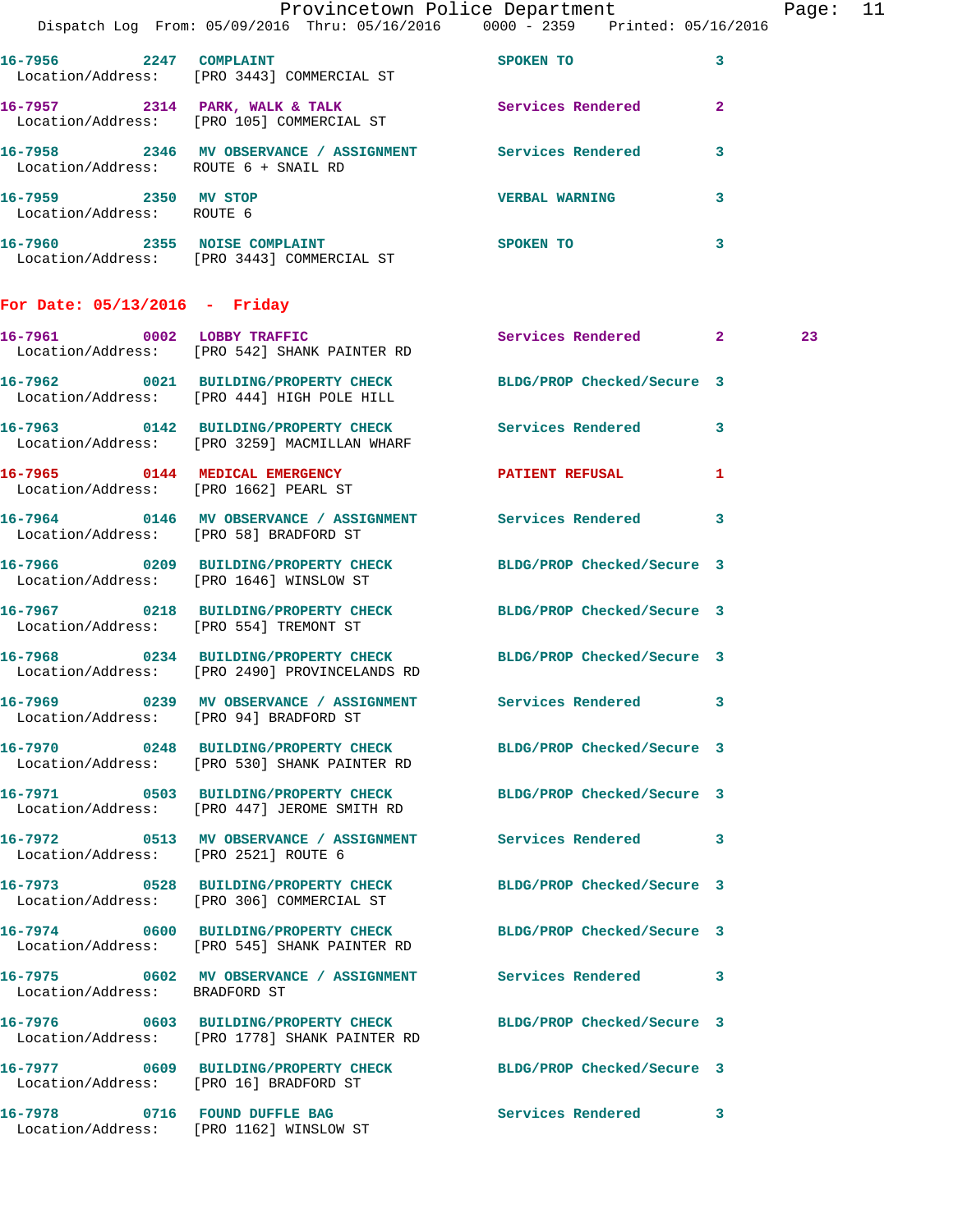16-7956 2247 COMPLAINT SPOKEN TO 3
Location/Address: [PRO 3443] COMMERCIAL ST

16-7957 2314 PARK, WALK & TALK Services Rendered 2
Location/Address: [PRO 105] COMMERCIAL ST

16-7958 2346 MV OBSERVANCE / ASSIGNMENT Services Rendered 3
Location/Address: ROUTE 6 + SNAIL RD

16-7959 2350 MV STOP VERBAL WARNING 3
Location/Address: ROUTE 6

16-7960 2355 NOISE COMPLAINT SPOKEN TO 3
Location/Address: [PRO 3443] COMMERCIAL ST

## For Date: 05/13/2016 - Friday

16-7961 0002 LOBBY TRAFFIC Services Rendered 2 23
Location/Address: [PRO 542] SHANK PAINTER RD

16-7962 0021 BUILDING/PROPERTY CHECK BLDG/PROP Checked/Secure 3
Location/Address: [PRO 444] HIGH POLE HILL

16-7963 0142 BUILDING/PROPERTY CHECK Services Rendered 3
Location/Address: [PRO 3259] MACMILLAN WHARF

16-7965 0144 MEDICAL EMERGENCY PATIENT REFUSAL 1
Location/Address: [PRO 1662] PEARL ST

16-7964 0146 MV OBSERVANCE / ASSIGNMENT Services Rendered 3
Location/Address: [PRO 58] BRADFORD ST

16-7966 0209 BUILDING/PROPERTY CHECK BLDG/PROP Checked/Secure 3
Location/Address: [PRO 1646] WINSLOW ST

16-7967 0218 BUILDING/PROPERTY CHECK BLDG/PROP Checked/Secure 3
Location/Address: [PRO 554] TREMONT ST

16-7968 0234 BUILDING/PROPERTY CHECK BLDG/PROP Checked/Secure 3
Location/Address: [PRO 2490] PROVINCELANDS RD

16-7969 0239 MV OBSERVANCE / ASSIGNMENT Services Rendered 3
Location/Address: [PRO 94] BRADFORD ST

16-7970 0248 BUILDING/PROPERTY CHECK BLDG/PROP Checked/Secure 3
Location/Address: [PRO 530] SHANK PAINTER RD

16-7971 0503 BUILDING/PROPERTY CHECK BLDG/PROP Checked/Secure 3
Location/Address: [PRO 447] JEROME SMITH RD

16-7972 0513 MV OBSERVANCE / ASSIGNMENT Services Rendered 3
Location/Address: [PRO 2521] ROUTE 6

16-7973 0528 BUILDING/PROPERTY CHECK BLDG/PROP Checked/Secure 3
Location/Address: [PRO 306] COMMERCIAL ST

16-7974 0600 BUILDING/PROPERTY CHECK BLDG/PROP Checked/Secure 3
Location/Address: [PRO 545] SHANK PAINTER RD

16-7975 0602 MV OBSERVANCE / ASSIGNMENT Services Rendered 3
Location/Address: BRADFORD ST

16-7976 0603 BUILDING/PROPERTY CHECK BLDG/PROP Checked/Secure 3
Location/Address: [PRO 1778] SHANK PAINTER RD

16-7977 0609 BUILDING/PROPERTY CHECK BLDG/PROP Checked/Secure 3
Location/Address: [PRO 16] BRADFORD ST

16-7978 0716 FOUND DUFFLE BAG Services Rendered 3
Location/Address: [PRO 1162] WINSLOW ST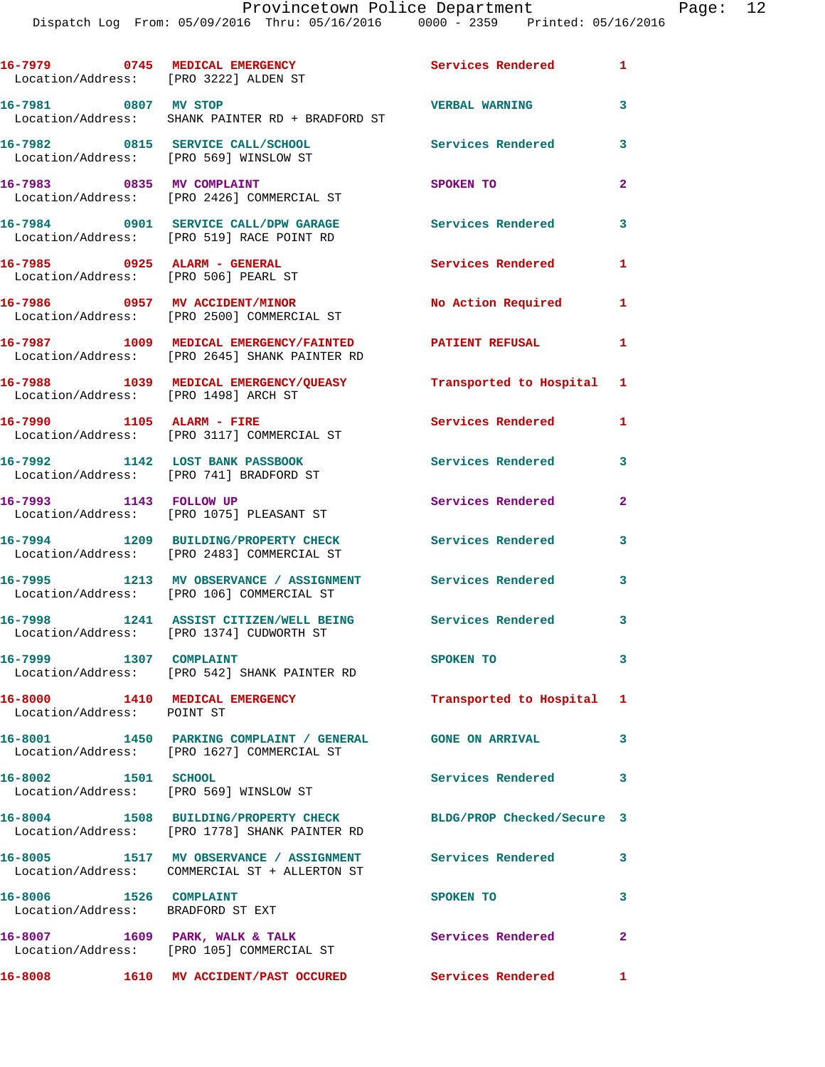16-7979 0745 MEDICAL EMERGENCY Services Rendered 1
Location/Address: [PRO 3222] ALDEN ST

16-7981 0807 MV STOP VERBAL WARNING 3
Location/Address: SHANK PAINTER RD + BRADFORD ST

16-7982 0815 SERVICE CALL/SCHOOL Services Rendered 3
Location/Address: [PRO 569] WINSLOW ST

16-7983 0835 MV COMPLAINT SPOKEN TO 2
Location/Address: [PRO 2426] COMMERCIAL ST

16-7984 0901 SERVICE CALL/DPW GARAGE Services Rendered 3
Location/Address: [PRO 519] RACE POINT RD

16-7985 0925 ALARM - GENERAL Services Rendered 1
Location/Address: [PRO 506] PEARL ST

16-7986 0957 MV ACCIDENT/MINOR No Action Required 1
Location/Address: [PRO 2500] COMMERCIAL ST

16-7987 1009 MEDICAL EMERGENCY/FAINTED PATIENT REFUSAL 1
Location/Address: [PRO 2645] SHANK PAINTER RD

16-7988 1039 MEDICAL EMERGENCY/QUEASY Transported to Hospital 1
Location/Address: [PRO 1498] ARCH ST

16-7990 1105 ALARM - FIRE Services Rendered 1
Location/Address: [PRO 3117] COMMERCIAL ST

16-7992 1142 LOST BANK PASSBOOK Services Rendered 3
Location/Address: [PRO 741] BRADFORD ST

16-7993 1143 FOLLOW UP Services Rendered 2
Location/Address: [PRO 1075] PLEASANT ST

16-7994 1209 BUILDING/PROPERTY CHECK Services Rendered 3
Location/Address: [PRO 2483] COMMERCIAL ST

16-7995 1213 MV OBSERVANCE / ASSIGNMENT Services Rendered 3
Location/Address: [PRO 106] COMMERCIAL ST

16-7998 1241 ASSIST CITIZEN/WELL BEING Services Rendered 3
Location/Address: [PRO 1374] CUDWORTH ST

16-7999 1307 COMPLAINT SPOKEN TO 3
Location/Address: [PRO 542] SHANK PAINTER RD

16-8000 1410 MEDICAL EMERGENCY Transported to Hospital 1
Location/Address: POINT ST

16-8001 1450 PARKING COMPLAINT / GENERAL GONE ON ARRIVAL 3
Location/Address: [PRO 1627] COMMERCIAL ST

16-8002 1501 SCHOOL Services Rendered 3
Location/Address: [PRO 569] WINSLOW ST

16-8004 1508 BUILDING/PROPERTY CHECK BLDG/PROP Checked/Secure 3
Location/Address: [PRO 1778] SHANK PAINTER RD

16-8005 1517 MV OBSERVANCE / ASSIGNMENT Services Rendered 3
Location/Address: COMMERCIAL ST + ALLERTON ST

16-8006 1526 COMPLAINT SPOKEN TO 3
Location/Address: BRADFORD ST EXT

16-8007 1609 PARK, WALK & TALK Services Rendered 2
Location/Address: [PRO 105] COMMERCIAL ST

16-8008 1610 MV ACCIDENT/PAST OCCURED Services Rendered 1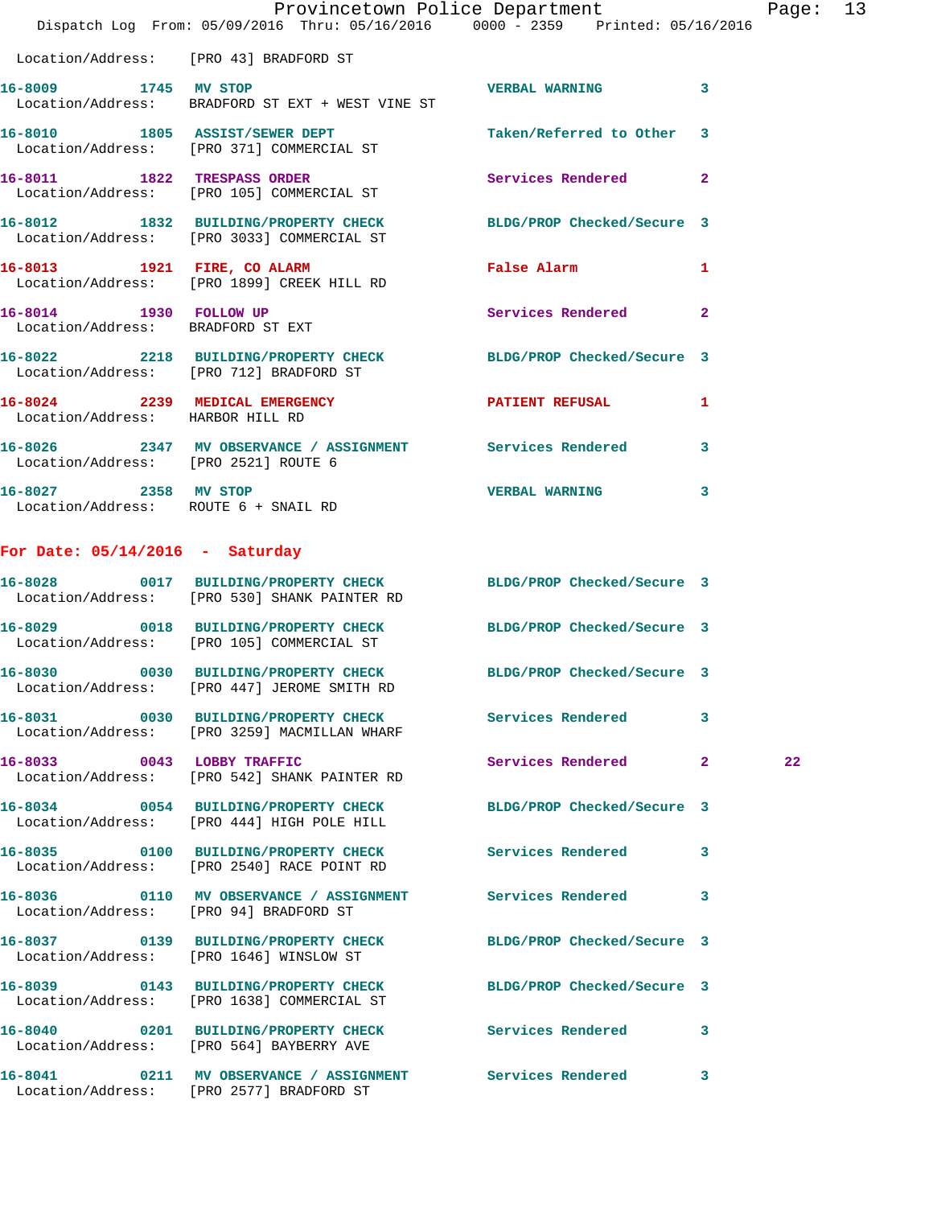Location/Address: [PRO 43] BRADFORD ST

16-8009 1745 MV STOP VERBAL WARNING 3
Location/Address: BRADFORD ST EXT + WEST VINE ST

16-8010 1805 ASSIST/SEWER DEPT Taken/Referred to Other 3
Location/Address: [PRO 371] COMMERCIAL ST

16-8011 1822 TRESPASS ORDER Services Rendered 2
Location/Address: [PRO 105] COMMERCIAL ST

16-8012 1832 BUILDING/PROPERTY CHECK BLDG/PROP Checked/Secure 3
Location/Address: [PRO 3033] COMMERCIAL ST

16-8013 1921 FIRE, CO ALARM False Alarm 1
Location/Address: [PRO 1899] CREEK HILL RD

16-8014 1930 FOLLOW UP Services Rendered 2
Location/Address: BRADFORD ST EXT

16-8022 2218 BUILDING/PROPERTY CHECK BLDG/PROP Checked/Secure 3
Location/Address: [PRO 712] BRADFORD ST

16-8024 2239 MEDICAL EMERGENCY PATIENT REFUSAL 1
Location/Address: HARBOR HILL RD

16-8026 2347 MV OBSERVANCE / ASSIGNMENT Services Rendered 3
Location/Address: [PRO 2521] ROUTE 6

16-8027 2358 MV STOP VERBAL WARNING 3
Location/Address: ROUTE 6 + SNAIL RD

## For Date: 05/14/2016 - Saturday

16-8028 0017 BUILDING/PROPERTY CHECK BLDG/PROP Checked/Secure 3
Location/Address: [PRO 530] SHANK PAINTER RD

16-8029 0018 BUILDING/PROPERTY CHECK BLDG/PROP Checked/Secure 3
Location/Address: [PRO 105] COMMERCIAL ST

16-8030 0030 BUILDING/PROPERTY CHECK BLDG/PROP Checked/Secure 3
Location/Address: [PRO 447] JEROME SMITH RD

16-8031 0030 BUILDING/PROPERTY CHECK Services Rendered 3
Location/Address: [PRO 3259] MACMILLAN WHARF

16-8033 0043 LOBBY TRAFFIC Services Rendered 2 22
Location/Address: [PRO 542] SHANK PAINTER RD

16-8034 0054 BUILDING/PROPERTY CHECK BLDG/PROP Checked/Secure 3
Location/Address: [PRO 444] HIGH POLE HILL

16-8035 0100 BUILDING/PROPERTY CHECK Services Rendered 3
Location/Address: [PRO 2540] RACE POINT RD

16-8036 0110 MV OBSERVANCE / ASSIGNMENT Services Rendered 3
Location/Address: [PRO 94] BRADFORD ST

16-8037 0139 BUILDING/PROPERTY CHECK BLDG/PROP Checked/Secure 3
Location/Address: [PRO 1646] WINSLOW ST

16-8039 0143 BUILDING/PROPERTY CHECK BLDG/PROP Checked/Secure 3
Location/Address: [PRO 1638] COMMERCIAL ST

16-8040 0201 BUILDING/PROPERTY CHECK Services Rendered 3
Location/Address: [PRO 564] BAYBERRY AVE

16-8041 0211 MV OBSERVANCE / ASSIGNMENT Services Rendered 3
Location/Address: [PRO 2577] BRADFORD ST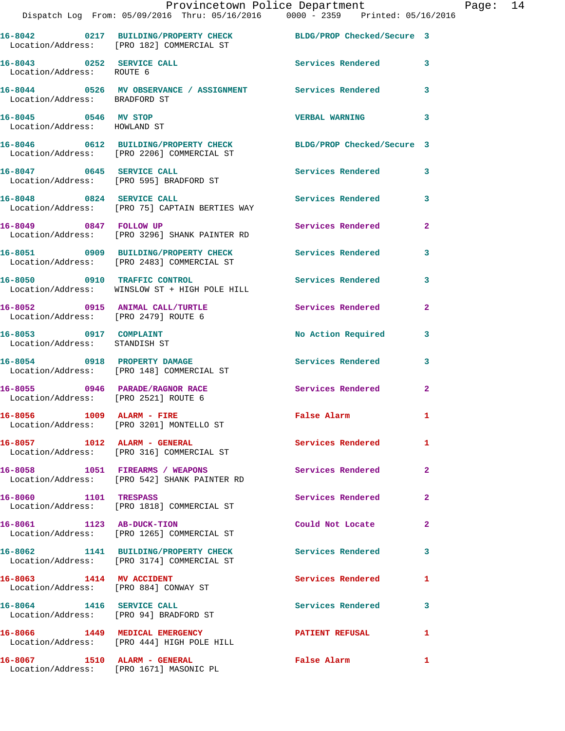16-8042 0217 BUILDING/PROPERTY CHECK BLDG/PROP Checked/Secure 3
Location/Address: [PRO 182] COMMERCIAL ST

16-8043 0252 SERVICE CALL Services Rendered 3
Location/Address: ROUTE 6

16-8044 0526 MV OBSERVANCE / ASSIGNMENT Services Rendered 3
Location/Address: BRADFORD ST

16-8045 0546 MV STOP VERBAL WARNING 3
Location/Address: HOWLAND ST

16-8046 0612 BUILDING/PROPERTY CHECK BLDG/PROP Checked/Secure 3
Location/Address: [PRO 2206] COMMERCIAL ST

16-8047 0645 SERVICE CALL Services Rendered 3
Location/Address: [PRO 595] BRADFORD ST

16-8048 0824 SERVICE CALL Services Rendered 3
Location/Address: [PRO 75] CAPTAIN BERTIES WAY

16-8049 0847 FOLLOW UP Services Rendered 2
Location/Address: [PRO 3296] SHANK PAINTER RD

16-8051 0909 BUILDING/PROPERTY CHECK Services Rendered 3
Location/Address: [PRO 2483] COMMERCIAL ST

16-8050 0910 TRAFFIC CONTROL Services Rendered 3
Location/Address: WINSLOW ST + HIGH POLE HILL

16-8052 0915 ANIMAL CALL/TURTLE Services Rendered 2
Location/Address: [PRO 2479] ROUTE 6

16-8053 0917 COMPLAINT No Action Required 3
Location/Address: STANDISH ST

16-8054 0918 PROPERTY DAMAGE Services Rendered 3
Location/Address: [PRO 148] COMMERCIAL ST

16-8055 0946 PARADE/RAGNOR RACE Services Rendered 2
Location/Address: [PRO 2521] ROUTE 6

16-8056 1009 ALARM - FIRE False Alarm 1
Location/Address: [PRO 3201] MONTELLO ST

16-8057 1012 ALARM - GENERAL Services Rendered 1
Location/Address: [PRO 316] COMMERCIAL ST

16-8058 1051 FIREARMS / WEAPONS Services Rendered 2
Location/Address: [PRO 542] SHANK PAINTER RD

16-8060 1101 TRESPASS Services Rendered 2
Location/Address: [PRO 1818] COMMERCIAL ST

16-8061 1123 AB-DUCK-TION Could Not Locate 2
Location/Address: [PRO 1265] COMMERCIAL ST

16-8062 1141 BUILDING/PROPERTY CHECK Services Rendered 3
Location/Address: [PRO 3174] COMMERCIAL ST

16-8063 1414 MV ACCIDENT Services Rendered 1
Location/Address: [PRO 884] CONWAY ST

16-8064 1416 SERVICE CALL Services Rendered 3
Location/Address: [PRO 94] BRADFORD ST

16-8066 1449 MEDICAL EMERGENCY PATIENT REFUSAL 1
Location/Address: [PRO 444] HIGH POLE HILL

16-8067 1510 ALARM - GENERAL False Alarm 1
Location/Address: [PRO 1671] MASONIC PL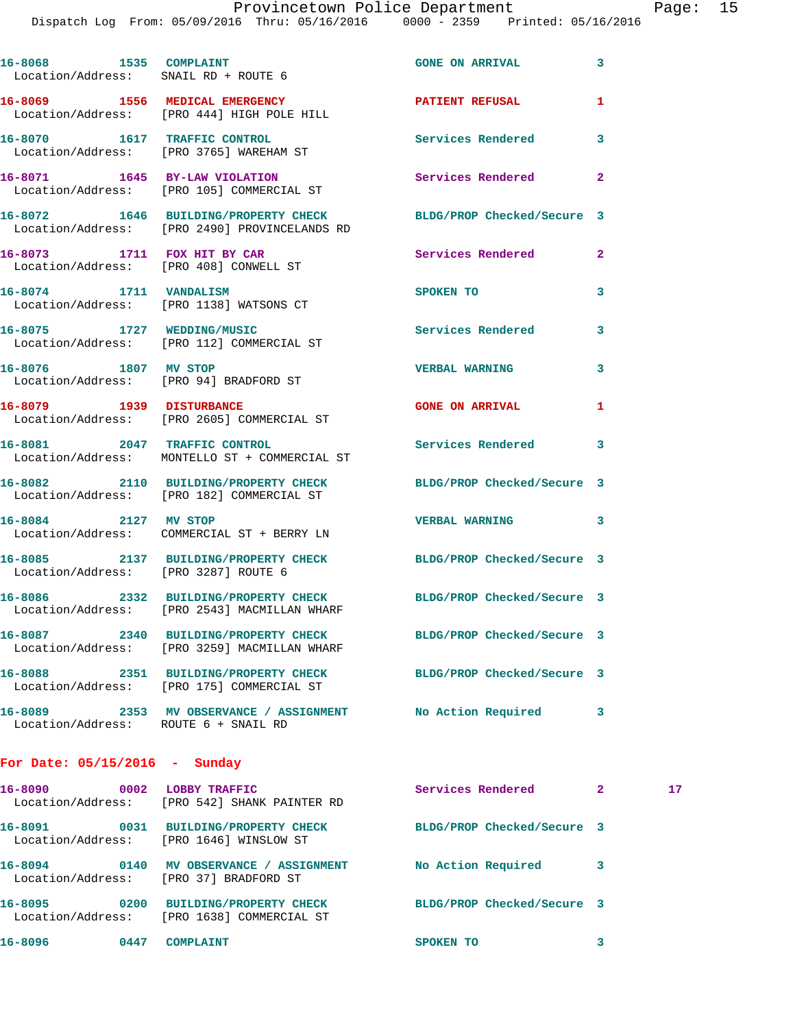16-8068 1535 COMPLAINT GONE ON ARRIVAL 3
Location/Address: SNAIL RD + ROUTE 6

16-8069 1556 MEDICAL EMERGENCY PATIENT REFUSAL 1
Location/Address: [PRO 444] HIGH POLE HILL

16-8070 1617 TRAFFIC CONTROL Services Rendered 3
Location/Address: [PRO 3765] WAREHAM ST

16-8071 1645 BY-LAW VIOLATION Services Rendered 2
Location/Address: [PRO 105] COMMERCIAL ST

16-8072 1646 BUILDING/PROPERTY CHECK BLDG/PROP Checked/Secure 3
Location/Address: [PRO 2490] PROVINCELANDS RD

16-8073 1711 FOX HIT BY CAR Services Rendered 2
Location/Address: [PRO 408] CONWELL ST

16-8074 1711 VANDALISM SPOKEN TO 3
Location/Address: [PRO 1138] WATSONS CT

16-8075 1727 WEDDING/MUSIC Services Rendered 3
Location/Address: [PRO 112] COMMERCIAL ST

16-8076 1807 MV STOP VERBAL WARNING 3
Location/Address: [PRO 94] BRADFORD ST

16-8079 1939 DISTURBANCE GONE ON ARRIVAL 1
Location/Address: [PRO 2605] COMMERCIAL ST

16-8081 2047 TRAFFIC CONTROL Services Rendered 3
Location/Address: MONTELLO ST + COMMERCIAL ST

16-8082 2110 BUILDING/PROPERTY CHECK BLDG/PROP Checked/Secure 3
Location/Address: [PRO 182] COMMERCIAL ST

16-8084 2127 MV STOP VERBAL WARNING 3
Location/Address: COMMERCIAL ST + BERRY LN

16-8085 2137 BUILDING/PROPERTY CHECK BLDG/PROP Checked/Secure 3
Location/Address: [PRO 3287] ROUTE 6

16-8086 2332 BUILDING/PROPERTY CHECK BLDG/PROP Checked/Secure 3
Location/Address: [PRO 2543] MACMILLAN WHARF

16-8087 2340 BUILDING/PROPERTY CHECK BLDG/PROP Checked/Secure 3
Location/Address: [PRO 3259] MACMILLAN WHARF

16-8088 2351 BUILDING/PROPERTY CHECK BLDG/PROP Checked/Secure 3
Location/Address: [PRO 175] COMMERCIAL ST

16-8089 2353 MV OBSERVANCE / ASSIGNMENT No Action Required 3
Location/Address: ROUTE 6 + SNAIL RD

## For Date: 05/15/2016 - Sunday

16-8090 0002 LOBBY TRAFFIC Services Rendered 2 17
Location/Address: [PRO 542] SHANK PAINTER RD

16-8091 0031 BUILDING/PROPERTY CHECK BLDG/PROP Checked/Secure 3
Location/Address: [PRO 1646] WINSLOW ST

16-8094 0140 MV OBSERVANCE / ASSIGNMENT No Action Required 3
Location/Address: [PRO 37] BRADFORD ST

16-8095 0200 BUILDING/PROPERTY CHECK BLDG/PROP Checked/Secure 3
Location/Address: [PRO 1638] COMMERCIAL ST

16-8096 0447 COMPLAINT SPOKEN TO 3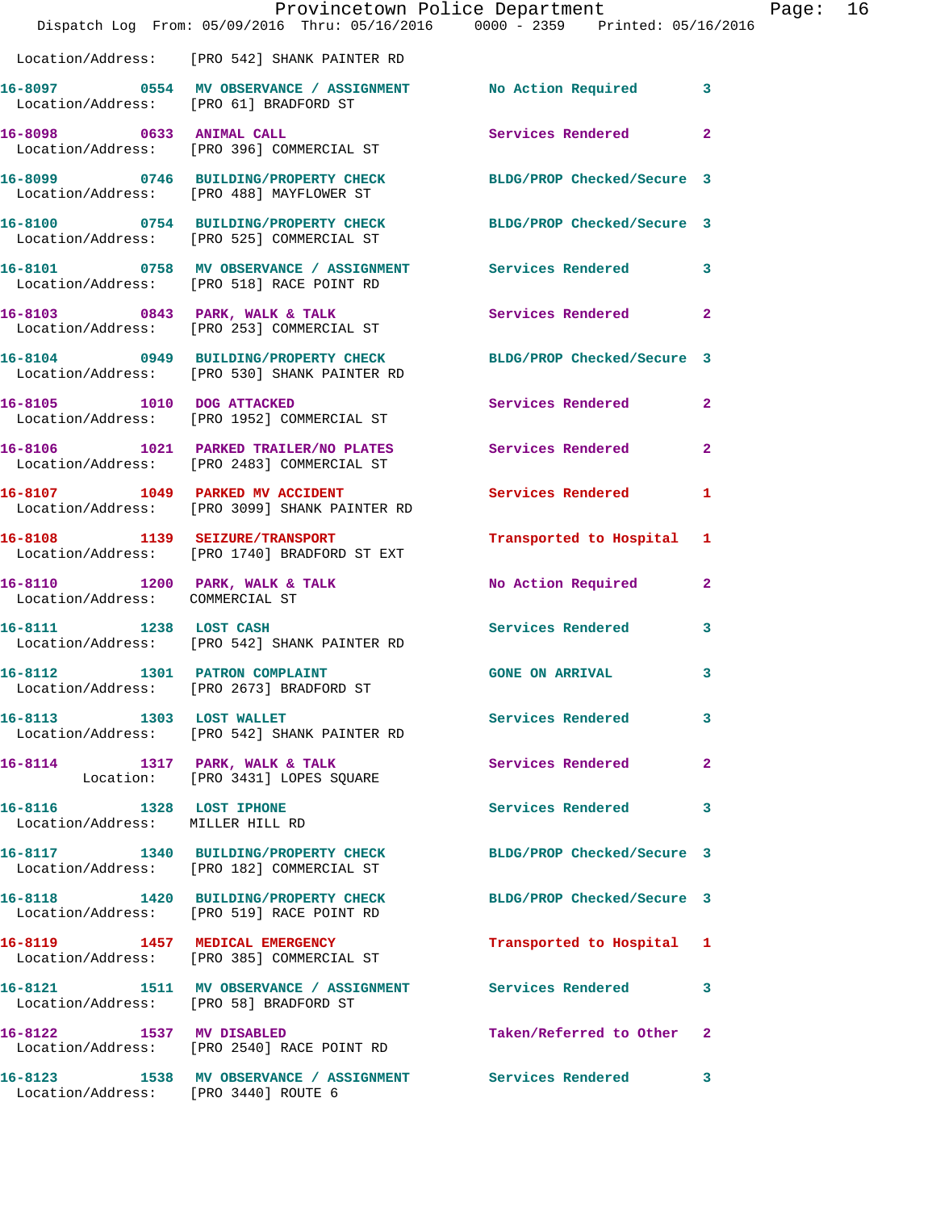Location/Address: [PRO 542] SHANK PAINTER RD

| Call # | Time | Call Reason | Action | Priority |
|---|---|---|---|---|
| 16-8097 | 0554 | MV OBSERVANCE / ASSIGNMENT | No Action Required | 3 |
| | | Location/Address: [PRO 61] BRADFORD ST | | |
| 16-8098 | 0633 | ANIMAL CALL | Services Rendered | 2 |
| | | Location/Address: [PRO 396] COMMERCIAL ST | | |
| 16-8099 | 0746 | BUILDING/PROPERTY CHECK | BLDG/PROP Checked/Secure | 3 |
| | | Location/Address: [PRO 488] MAYFLOWER ST | | |
| 16-8100 | 0754 | BUILDING/PROPERTY CHECK | BLDG/PROP Checked/Secure | 3 |
| | | Location/Address: [PRO 525] COMMERCIAL ST | | |
| 16-8101 | 0758 | MV OBSERVANCE / ASSIGNMENT | Services Rendered | 3 |
| | | Location/Address: [PRO 518] RACE POINT RD | | |
| 16-8103 | 0843 | PARK, WALK & TALK | Services Rendered | 2 |
| | | Location/Address: [PRO 253] COMMERCIAL ST | | |
| 16-8104 | 0949 | BUILDING/PROPERTY CHECK | BLDG/PROP Checked/Secure | 3 |
| | | Location/Address: [PRO 530] SHANK PAINTER RD | | |
| 16-8105 | 1010 | DOG ATTACKED | Services Rendered | 2 |
| | | Location/Address: [PRO 1952] COMMERCIAL ST | | |
| 16-8106 | 1021 | PARKED TRAILER/NO PLATES | Services Rendered | 2 |
| | | Location/Address: [PRO 2483] COMMERCIAL ST | | |
| 16-8107 | 1049 | PARKED MV ACCIDENT | Services Rendered | 1 |
| | | Location/Address: [PRO 3099] SHANK PAINTER RD | | |
| 16-8108 | 1139 | SEIZURE/TRANSPORT | Transported to Hospital | 1 |
| | | Location/Address: [PRO 1740] BRADFORD ST EXT | | |
| 16-8110 | 1200 | PARK, WALK & TALK | No Action Required | 2 |
| | | Location/Address: COMMERCIAL ST | | |
| 16-8111 | 1238 | LOST CASH | Services Rendered | 3 |
| | | Location/Address: [PRO 542] SHANK PAINTER RD | | |
| 16-8112 | 1301 | PATRON COMPLAINT | GONE ON ARRIVAL | 3 |
| | | Location/Address: [PRO 2673] BRADFORD ST | | |
| 16-8113 | 1303 | LOST WALLET | Services Rendered | 3 |
| | | Location/Address: [PRO 542] SHANK PAINTER RD | | |
| 16-8114 | 1317 | PARK, WALK & TALK | Services Rendered | 2 |
| | | Location: [PRO 3431] LOPES SQUARE | | |
| 16-8116 | 1328 | LOST IPHONE | Services Rendered | 3 |
| | | Location/Address: MILLER HILL RD | | |
| 16-8117 | 1340 | BUILDING/PROPERTY CHECK | BLDG/PROP Checked/Secure | 3 |
| | | Location/Address: [PRO 182] COMMERCIAL ST | | |
| 16-8118 | 1420 | BUILDING/PROPERTY CHECK | BLDG/PROP Checked/Secure | 3 |
| | | Location/Address: [PRO 519] RACE POINT RD | | |
| 16-8119 | 1457 | MEDICAL EMERGENCY | Transported to Hospital | 1 |
| | | Location/Address: [PRO 385] COMMERCIAL ST | | |
| 16-8121 | 1511 | MV OBSERVANCE / ASSIGNMENT | Services Rendered | 3 |
| | | Location/Address: [PRO 58] BRADFORD ST | | |
| 16-8122 | 1537 | MV DISABLED | Taken/Referred to Other | 2 |
| | | Location/Address: [PRO 2540] RACE POINT RD | | |
| 16-8123 | 1538 | MV OBSERVANCE / ASSIGNMENT | Services Rendered | 3 |
| | | Location/Address: [PRO 3440] ROUTE 6 | | |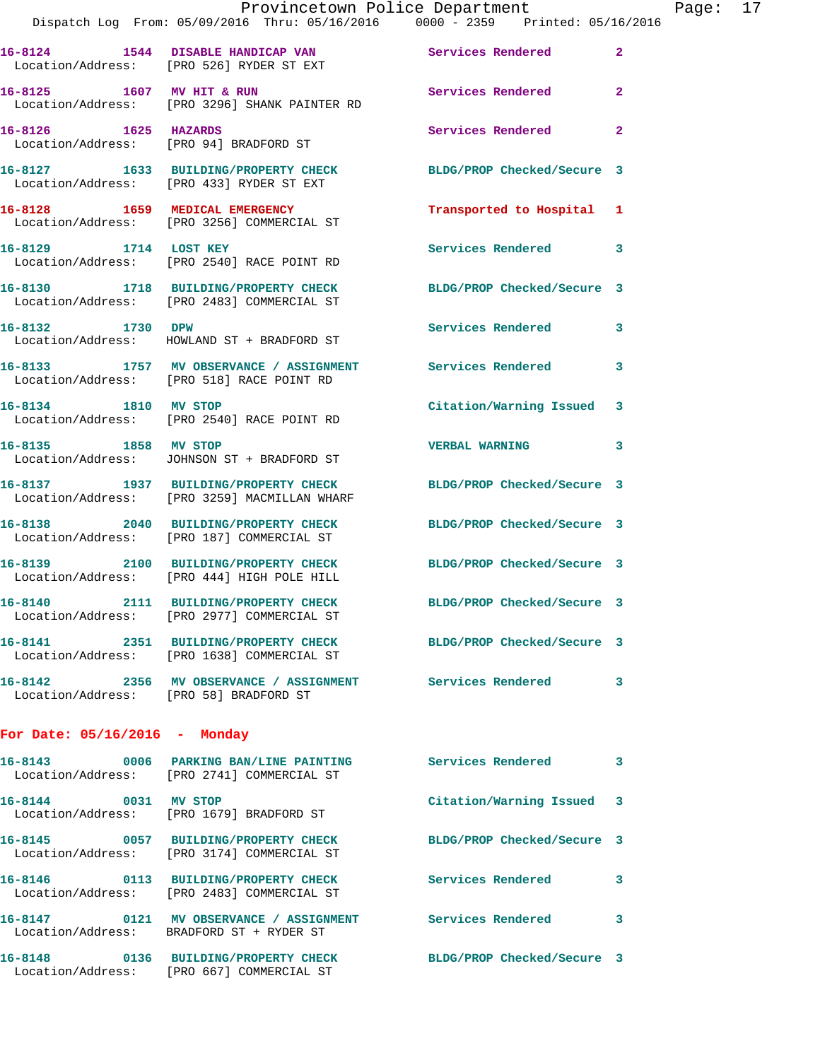16-8124 1544 DISABLE HANDICAP VAN Services Rendered 2
Location/Address: [PRO 526] RYDER ST EXT

16-8125 1607 MV HIT & RUN Services Rendered 2
Location/Address: [PRO 3296] SHANK PAINTER RD

16-8126 1625 HAZARDS Services Rendered 2
Location/Address: [PRO 94] BRADFORD ST

16-8127 1633 BUILDING/PROPERTY CHECK BLDG/PROP Checked/Secure 3
Location/Address: [PRO 433] RYDER ST EXT

16-8128 1659 MEDICAL EMERGENCY Transported to Hospital 1
Location/Address: [PRO 3256] COMMERCIAL ST

16-8129 1714 LOST KEY Services Rendered 3
Location/Address: [PRO 2540] RACE POINT RD

16-8130 1718 BUILDING/PROPERTY CHECK BLDG/PROP Checked/Secure 3
Location/Address: [PRO 2483] COMMERCIAL ST

16-8132 1730 DPW Services Rendered 3
Location/Address: HOWLAND ST + BRADFORD ST

16-8133 1757 MV OBSERVANCE / ASSIGNMENT Services Rendered 3
Location/Address: [PRO 518] RACE POINT RD

16-8134 1810 MV STOP Citation/Warning Issued 3
Location/Address: [PRO 2540] RACE POINT RD

16-8135 1858 MV STOP VERBAL WARNING 3
Location/Address: JOHNSON ST + BRADFORD ST

16-8137 1937 BUILDING/PROPERTY CHECK BLDG/PROP Checked/Secure 3
Location/Address: [PRO 3259] MACMILLAN WHARF

16-8138 2040 BUILDING/PROPERTY CHECK BLDG/PROP Checked/Secure 3
Location/Address: [PRO 187] COMMERCIAL ST

16-8139 2100 BUILDING/PROPERTY CHECK BLDG/PROP Checked/Secure 3
Location/Address: [PRO 444] HIGH POLE HILL

16-8140 2111 BUILDING/PROPERTY CHECK BLDG/PROP Checked/Secure 3
Location/Address: [PRO 2977] COMMERCIAL ST

16-8141 2351 BUILDING/PROPERTY CHECK BLDG/PROP Checked/Secure 3
Location/Address: [PRO 1638] COMMERCIAL ST

16-8142 2356 MV OBSERVANCE / ASSIGNMENT Services Rendered 3
Location/Address: [PRO 58] BRADFORD ST

**For Date: 05/16/2016 - Monday**

16-8143 0006 PARKING BAN/LINE PAINTING Services Rendered 3
Location/Address: [PRO 2741] COMMERCIAL ST

16-8144 0031 MV STOP Citation/Warning Issued 3
Location/Address: [PRO 1679] BRADFORD ST

16-8145 0057 BUILDING/PROPERTY CHECK BLDG/PROP Checked/Secure 3
Location/Address: [PRO 3174] COMMERCIAL ST

16-8146 0113 BUILDING/PROPERTY CHECK Services Rendered 3
Location/Address: [PRO 2483] COMMERCIAL ST

16-8147 0121 MV OBSERVANCE / ASSIGNMENT Services Rendered 3
Location/Address: BRADFORD ST + RYDER ST

16-8148 0136 BUILDING/PROPERTY CHECK BLDG/PROP Checked/Secure 3
Location/Address: [PRO 667] COMMERCIAL ST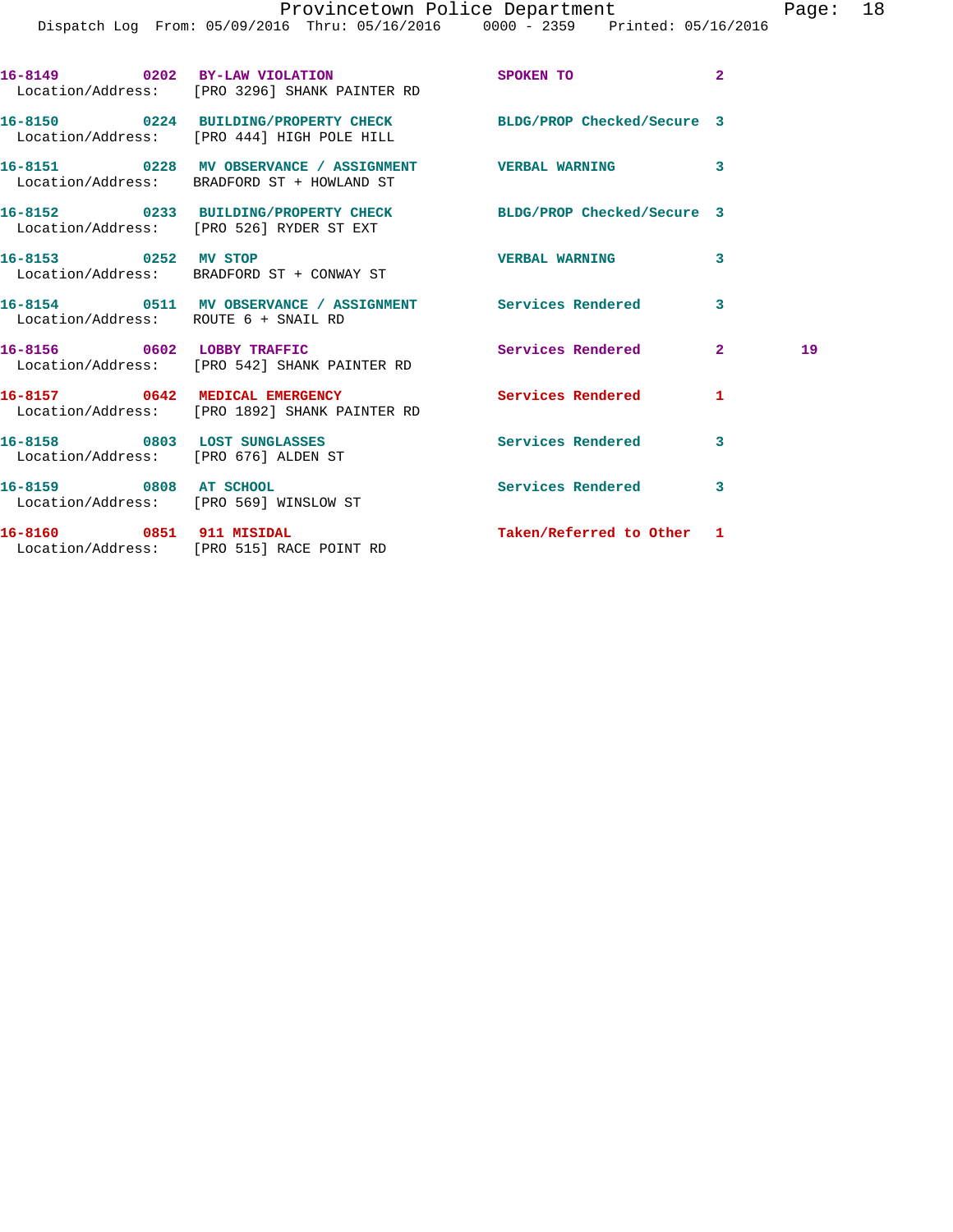16-8149 0202 BY-LAW VIOLATION SPOKEN TO 2
Location/Address: [PRO 3296] SHANK PAINTER RD

16-8150 0224 BUILDING/PROPERTY CHECK BLDG/PROP Checked/Secure 3
Location/Address: [PRO 444] HIGH POLE HILL

16-8151 0228 MV OBSERVANCE / ASSIGNMENT VERBAL WARNING 3
Location/Address: BRADFORD ST + HOWLAND ST

16-8152 0233 BUILDING/PROPERTY CHECK BLDG/PROP Checked/Secure 3
Location/Address: [PRO 526] RYDER ST EXT

16-8153 0252 MV STOP VERBAL WARNING 3
Location/Address: BRADFORD ST + CONWAY ST

16-8154 0511 MV OBSERVANCE / ASSIGNMENT Services Rendered 3
Location/Address: ROUTE 6 + SNAIL RD

16-8156 0602 LOBBY TRAFFIC Services Rendered 2 19
Location/Address: [PRO 542] SHANK PAINTER RD

16-8157 0642 MEDICAL EMERGENCY Services Rendered 1
Location/Address: [PRO 1892] SHANK PAINTER RD

16-8158 0803 LOST SUNGLASSES Services Rendered 3
Location/Address: [PRO 676] ALDEN ST

16-8159 0808 AT SCHOOL Services Rendered 3
Location/Address: [PRO 569] WINSLOW ST

16-8160 0851 911 MISIDAL Taken/Referred to Other 1
Location/Address: [PRO 515] RACE POINT RD